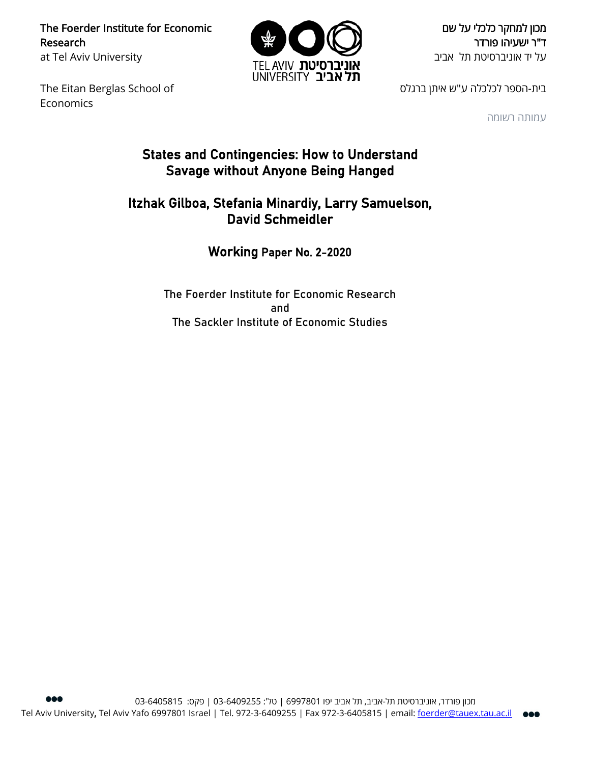The Foerder Institute for Economic Research
at Tel Aviv University

מכון למחקר כלכלי על שם
ד"ר ישעיהו פורדר
על יד אוניברסיטת תל אביב

The Eitan Berglas School of Economics

בית-הספר לכלכלה ע"ש איתן ברגלס

עמותה רשומה

# States and Contingencies: How to Understand Savage without Anyone Being Hanged

## Itzhak Gilboa, Stefania Minardiy, Larry Samuelson, David Schmeidler

### Working Paper No. 2-2020

The Foerder Institute for Economic Research
and
The Sackler Institute of Economic Studies

מכון פורדר, אוניברסיטת תל-אביב, תל אביב יפו 6997801 | טל': 03-6409255 | פקס: 03-6405815
Tel Aviv University, Tel Aviv Yafo 6997801 Israel | Tel. 972-3-6409255 | Fax 972-3-6405815 | email: foerder@tauex.tau.ac.il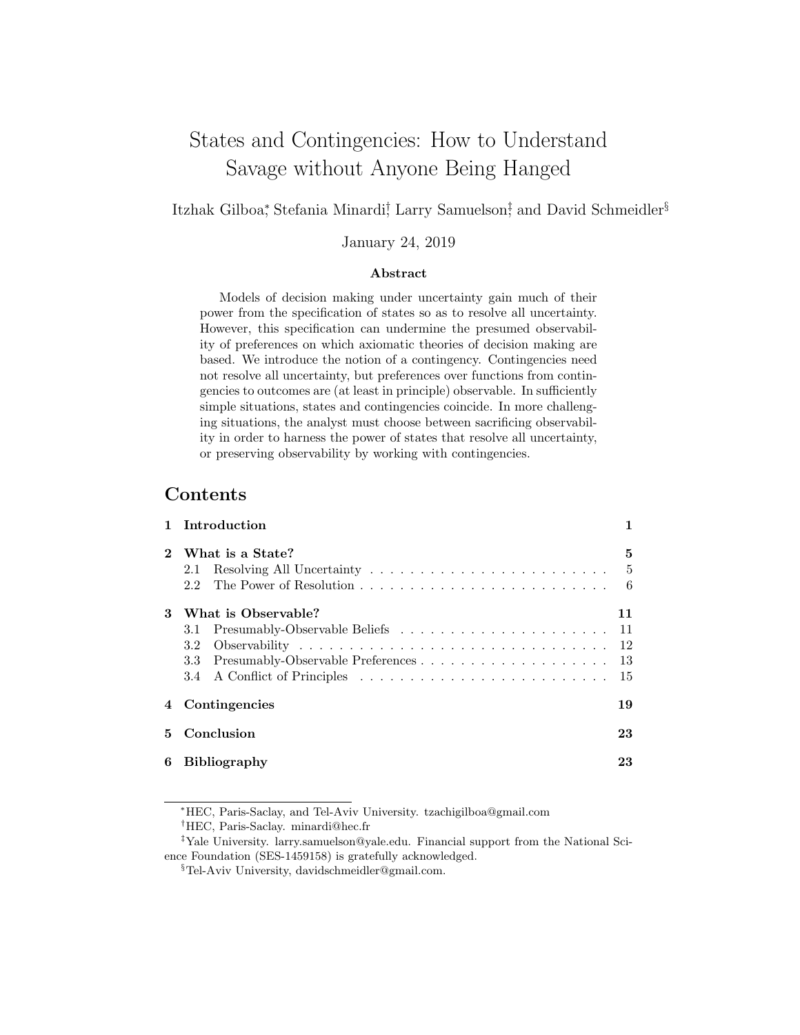# States and Contingencies: How to Understand Savage without Anyone Being Hanged

Itzhak Gilboa,[*] Stefania Minardi,[†] Larry Samuelson,[‡] and David Schmeidler[§]

January 24, 2019

### Abstract

Models of decision making under uncertainty gain much of their power from the specification of states so as to resolve all uncertainty. However, this specification can undermine the presumed observability of preferences on which axiomatic theories of decision making are based. We introduce the notion of a contingency. Contingencies need not resolve all uncertainty, but preferences over functions from contingencies to outcomes are (at least in principle) observable. In sufficiently simple situations, states and contingencies coincide. In more challenging situations, the analyst must choose between sacrificing observability in order to harness the power of states that resolve all uncertainty, or preserving observability by working with contingencies.

## Contents

| | | |
|---|---|---|
| **1** | **Introduction** | **1** |
| **2** | **What is a State?** | **5** |
| | 2.1 Resolving All Uncertainty | 5 |
| | 2.2 The Power of Resolution | 6 |
| **3** | **What is Observable?** | **11** |
| | 3.1 Presumably-Observable Beliefs | 11 |
| | 3.2 Observability | 12 |
| | 3.3 Presumably-Observable Preferences | 13 |
| | 3.4 A Conflict of Principles | 15 |
| **4** | **Contingencies** | **19** |
| **5** | **Conclusion** | **23** |
| **6** | **Bibliography** | **23** |

[*] HEC, Paris-Saclay, and Tel-Aviv University. tzachigilboa@gmail.com

[†] HEC, Paris-Saclay. minardi@hec.fr

[‡] Yale University. larry.samuelson@yale.edu. Financial support from the National Science Foundation (SES-1459158) is gratefully acknowledged.

[§] Tel-Aviv University, davidschmeidler@gmail.com.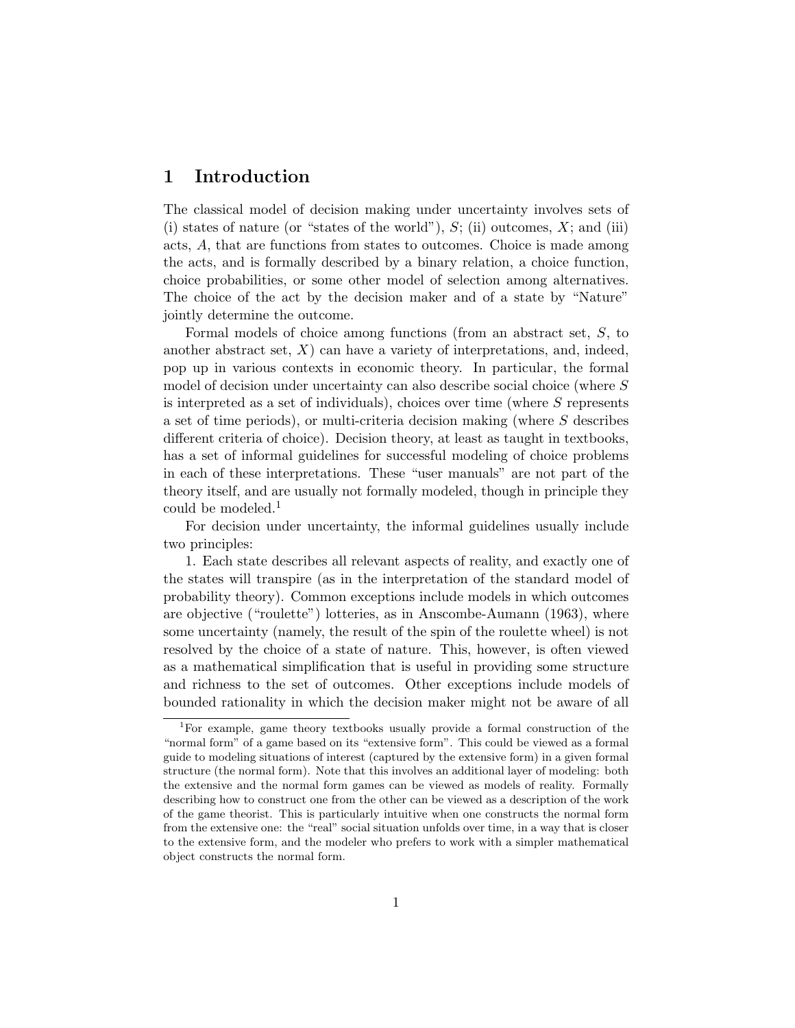# 1 Introduction

The classical model of decision making under uncertainty involves sets of (i) states of nature (or "states of the world"), $S$; (ii) outcomes, $X$; and (iii) acts, $A$, that are functions from states to outcomes. Choice is made among the acts, and is formally described by a binary relation, a choice function, choice probabilities, or some other model of selection among alternatives. The choice of the act by the decision maker and of a state by "Nature" jointly determine the outcome.

Formal models of choice among functions (from an abstract set, $S$, to another abstract set, $X$) can have a variety of interpretations, and, indeed, pop up in various contexts in economic theory. In particular, the formal model of decision under uncertainty can also describe social choice (where $S$ is interpreted as a set of individuals), choices over time (where $S$ represents a set of time periods), or multi-criteria decision making (where $S$ describes different criteria of choice). Decision theory, at least as taught in textbooks, has a set of informal guidelines for successful modeling of choice problems in each of these interpretations. These "user manuals" are not part of the theory itself, and are usually not formally modeled, though in principle they could be modeled.[1]

For decision under uncertainty, the informal guidelines usually include two principles:

1. Each state describes all relevant aspects of reality, and exactly one of the states will transpire (as in the interpretation of the standard model of probability theory). Common exceptions include models in which outcomes are objective ("roulette") lotteries, as in Anscombe-Aumann (1963), where some uncertainty (namely, the result of the spin of the roulette wheel) is not resolved by the choice of a state of nature. This, however, is often viewed as a mathematical simplification that is useful in providing some structure and richness to the set of outcomes. Other exceptions include models of bounded rationality in which the decision maker might not be aware of all

---

[1] For example, game theory textbooks usually provide a formal construction of the "normal form" of a game based on its "extensive form". This could be viewed as a formal guide to modeling situations of interest (captured by the extensive form) in a given formal structure (the normal form). Note that this involves an additional layer of modeling: both the extensive and the normal form games can be viewed as models of reality. Formally describing how to construct one from the other can be viewed as a description of the work of the game theorist. This is particularly intuitive when one constructs the normal form from the extensive one: the "real" social situation unfolds over time, in a way that is closer to the extensive form, and the modeler who prefers to work with a simpler mathematical object constructs the normal form.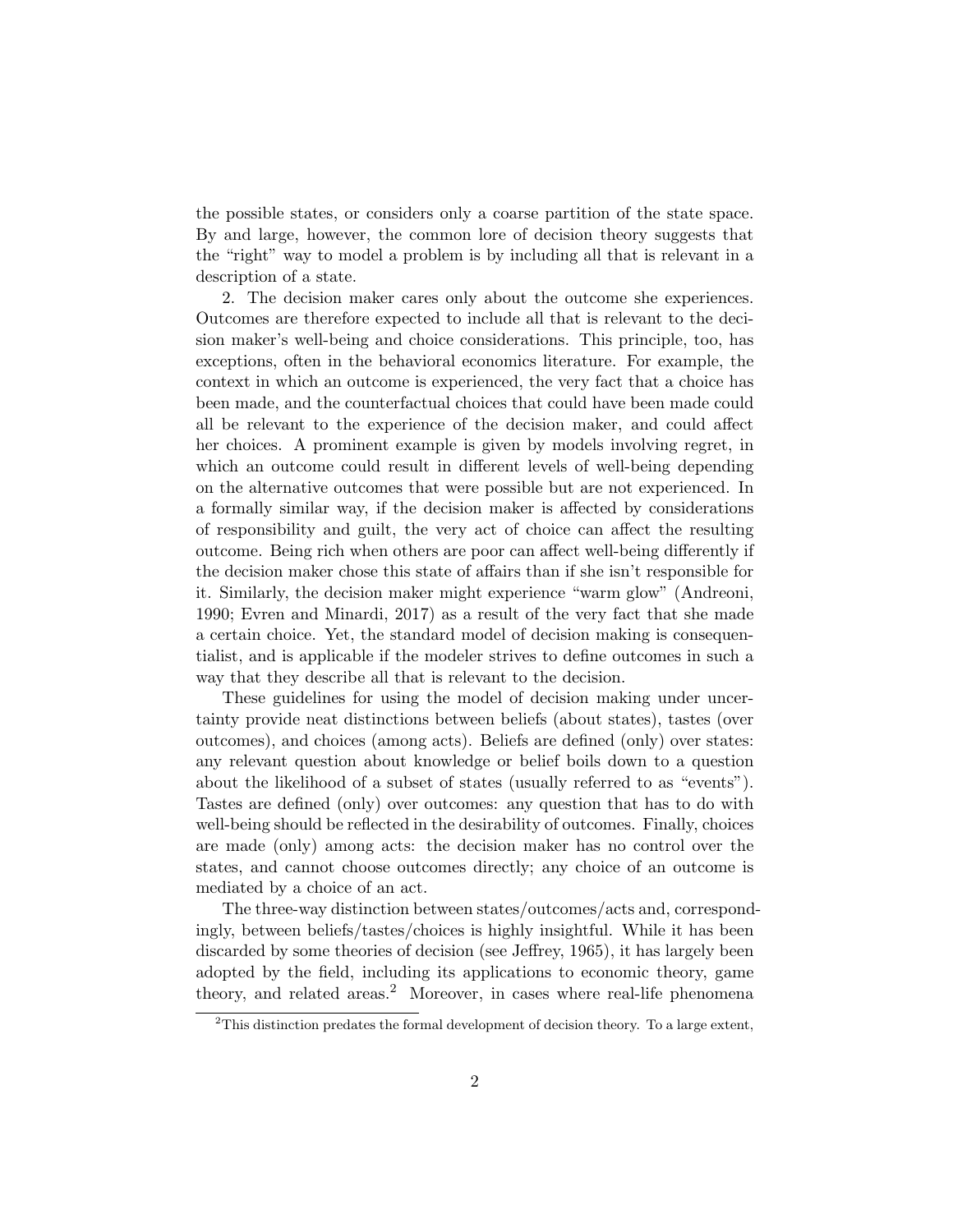the possible states, or considers only a coarse partition of the state space. By and large, however, the common lore of decision theory suggests that the "right" way to model a problem is by including all that is relevant in a description of a state.

2. The decision maker cares only about the outcome she experiences. Outcomes are therefore expected to include all that is relevant to the decision maker's well-being and choice considerations. This principle, too, has exceptions, often in the behavioral economics literature. For example, the context in which an outcome is experienced, the very fact that a choice has been made, and the counterfactual choices that could have been made could all be relevant to the experience of the decision maker, and could affect her choices. A prominent example is given by models involving regret, in which an outcome could result in different levels of well-being depending on the alternative outcomes that were possible but are not experienced. In a formally similar way, if the decision maker is affected by considerations of responsibility and guilt, the very act of choice can affect the resulting outcome. Being rich when others are poor can affect well-being differently if the decision maker chose this state of affairs than if she isn't responsible for it. Similarly, the decision maker might experience "warm glow" (Andreoni, 1990; Evren and Minardi, 2017) as a result of the very fact that she made a certain choice. Yet, the standard model of decision making is consequentialist, and is applicable if the modeler strives to define outcomes in such a way that they describe all that is relevant to the decision.

These guidelines for using the model of decision making under uncertainty provide neat distinctions between beliefs (about states), tastes (over outcomes), and choices (among acts). Beliefs are defined (only) over states: any relevant question about knowledge or belief boils down to a question about the likelihood of a subset of states (usually referred to as "events"). Tastes are defined (only) over outcomes: any question that has to do with well-being should be reflected in the desirability of outcomes. Finally, choices are made (only) among acts: the decision maker has no control over the states, and cannot choose outcomes directly; any choice of an outcome is mediated by a choice of an act.

The three-way distinction between states/outcomes/acts and, correspondingly, between beliefs/tastes/choices is highly insightful. While it has been discarded by some theories of decision (see Jeffrey, 1965), it has largely been adopted by the field, including its applications to economic theory, game theory, and related areas.[2] Moreover, in cases where real-life phenomena

[2] This distinction predates the formal development of decision theory. To a large extent,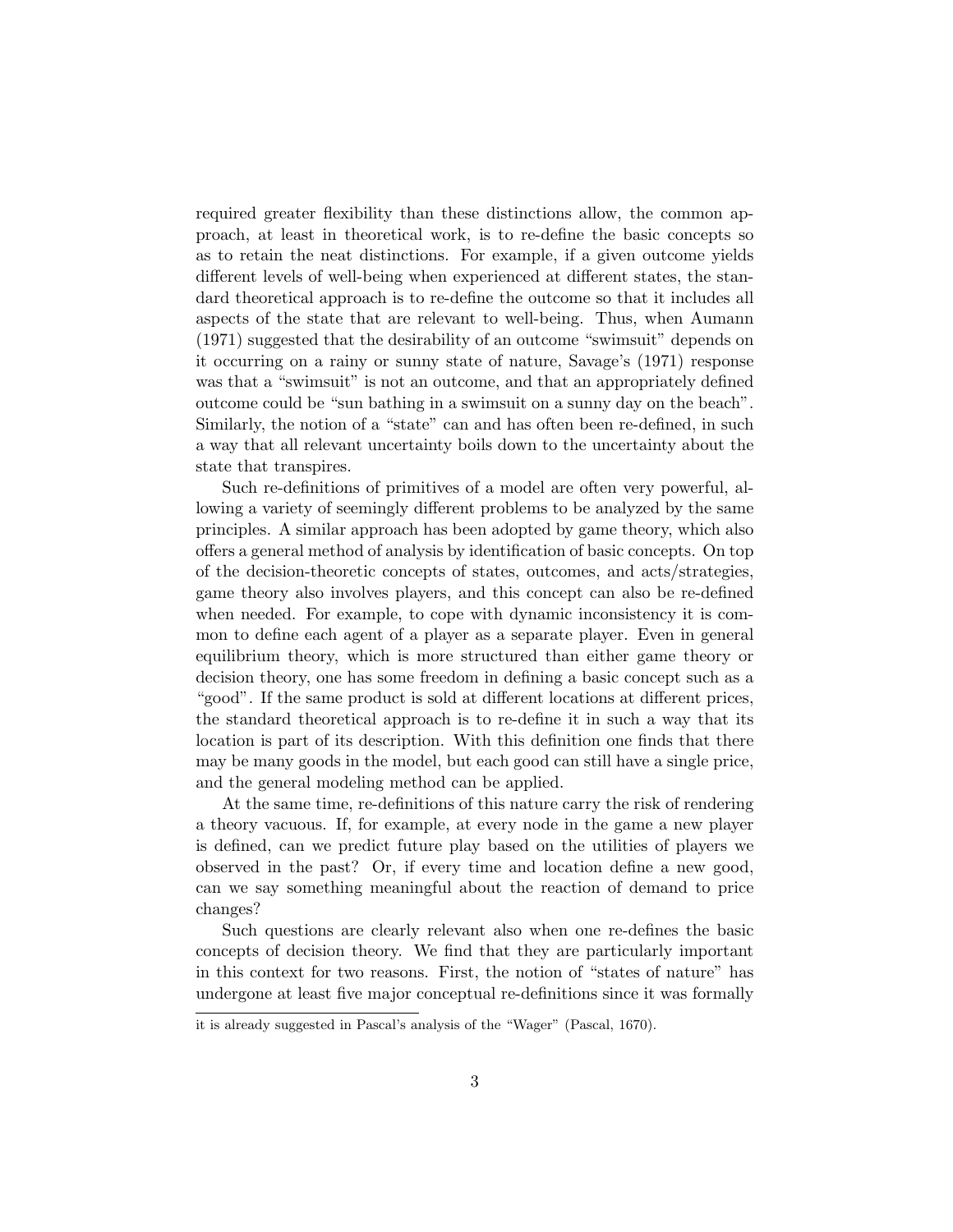required greater flexibility than these distinctions allow, the common approach, at least in theoretical work, is to re-define the basic concepts so as to retain the neat distinctions. For example, if a given outcome yields different levels of well-being when experienced at different states, the standard theoretical approach is to re-define the outcome so that it includes all aspects of the state that are relevant to well-being. Thus, when Aumann (1971) suggested that the desirability of an outcome "swimsuit" depends on it occurring on a rainy or sunny state of nature, Savage's (1971) response was that a "swimsuit" is not an outcome, and that an appropriately defined outcome could be "sun bathing in a swimsuit on a sunny day on the beach". Similarly, the notion of a "state" can and has often been re-defined, in such a way that all relevant uncertainty boils down to the uncertainty about the state that transpires.

Such re-definitions of primitives of a model are often very powerful, allowing a variety of seemingly different problems to be analyzed by the same principles. A similar approach has been adopted by game theory, which also offers a general method of analysis by identification of basic concepts. On top of the decision-theoretic concepts of states, outcomes, and acts/strategies, game theory also involves players, and this concept can also be re-defined when needed. For example, to cope with dynamic inconsistency it is common to define each agent of a player as a separate player. Even in general equilibrium theory, which is more structured than either game theory or decision theory, one has some freedom in defining a basic concept such as a "good". If the same product is sold at different locations at different prices, the standard theoretical approach is to re-define it in such a way that its location is part of its description. With this definition one finds that there may be many goods in the model, but each good can still have a single price, and the general modeling method can be applied.

At the same time, re-definitions of this nature carry the risk of rendering a theory vacuous. If, for example, at every node in the game a new player is defined, can we predict future play based on the utilities of players we observed in the past? Or, if every time and location define a new good, can we say something meaningful about the reaction of demand to price changes?

Such questions are clearly relevant also when one re-defines the basic concepts of decision theory. We find that they are particularly important in this context for two reasons. First, the notion of "states of nature" has undergone at least five major conceptual re-definitions since it was formally

---

it is already suggested in Pascal's analysis of the "Wager" (Pascal, 1670).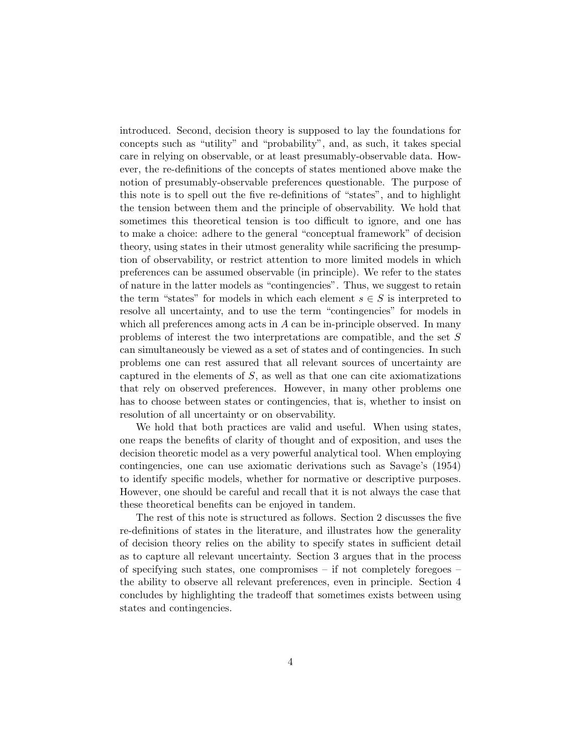introduced. Second, decision theory is supposed to lay the foundations for concepts such as "utility" and "probability", and, as such, it takes special care in relying on observable, or at least presumably-observable data. However, the re-definitions of the concepts of states mentioned above make the notion of presumably-observable preferences questionable. The purpose of this note is to spell out the five re-definitions of "states", and to highlight the tension between them and the principle of observability. We hold that sometimes this theoretical tension is too difficult to ignore, and one has to make a choice: adhere to the general "conceptual framework" of decision theory, using states in their utmost generality while sacrificing the presumption of observability, or restrict attention to more limited models in which preferences can be assumed observable (in principle). We refer to the states of nature in the latter models as "contingencies". Thus, we suggest to retain the term "states" for models in which each element $s \in S$ is interpreted to resolve all uncertainty, and to use the term "contingencies" for models in which all preferences among acts in $A$ can be in-principle observed. In many problems of interest the two interpretations are compatible, and the set $S$ can simultaneously be viewed as a set of states and of contingencies. In such problems one can rest assured that all relevant sources of uncertainty are captured in the elements of $S$, as well as that one can cite axiomatizations that rely on observed preferences. However, in many other problems one has to choose between states or contingencies, that is, whether to insist on resolution of all uncertainty or on observability.

We hold that both practices are valid and useful. When using states, one reaps the benefits of clarity of thought and of exposition, and uses the decision theoretic model as a very powerful analytical tool. When employing contingencies, one can use axiomatic derivations such as Savage's (1954) to identify specific models, whether for normative or descriptive purposes. However, one should be careful and recall that it is not always the case that these theoretical benefits can be enjoyed in tandem.

The rest of this note is structured as follows. Section 2 discusses the five re-definitions of states in the literature, and illustrates how the generality of decision theory relies on the ability to specify states in sufficient detail as to capture all relevant uncertainty. Section 3 argues that in the process of specifying such states, one compromises – if not completely foregoes – the ability to observe all relevant preferences, even in principle. Section 4 concludes by highlighting the tradeoff that sometimes exists between using states and contingencies.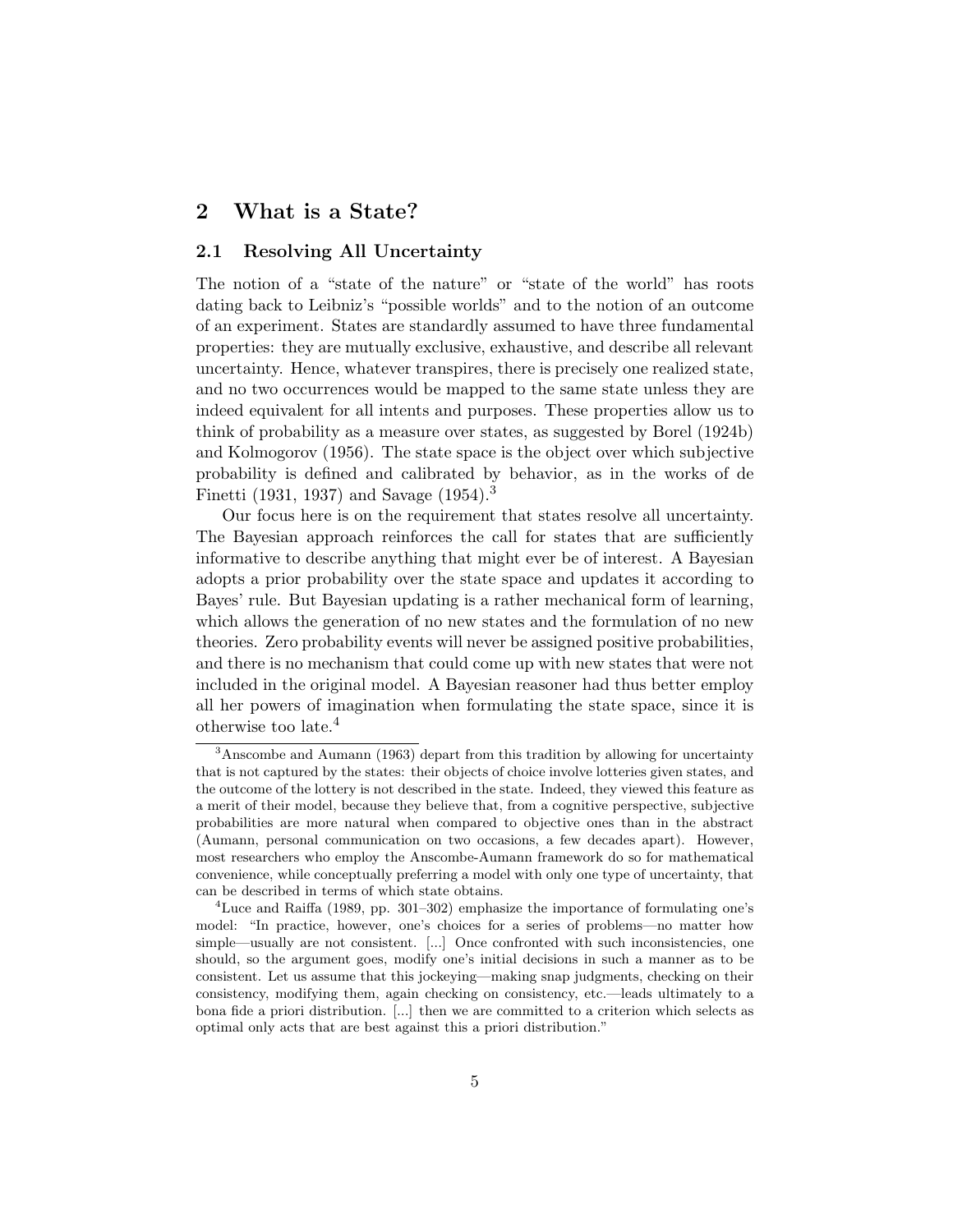## 2 What is a State?

### 2.1 Resolving All Uncertainty

The notion of a "state of the nature" or "state of the world" has roots dating back to Leibniz's "possible worlds" and to the notion of an outcome of an experiment. States are standardly assumed to have three fundamental properties: they are mutually exclusive, exhaustive, and describe all relevant uncertainty. Hence, whatever transpires, there is precisely one realized state, and no two occurrences would be mapped to the same state unless they are indeed equivalent for all intents and purposes. These properties allow us to think of probability as a measure over states, as suggested by Borel (1924b) and Kolmogorov (1956). The state space is the object over which subjective probability is defined and calibrated by behavior, as in the works of de Finetti (1931, 1937) and Savage (1954).[3]

Our focus here is on the requirement that states resolve all uncertainty. The Bayesian approach reinforces the call for states that are sufficiently informative to describe anything that might ever be of interest. A Bayesian adopts a prior probability over the state space and updates it according to Bayes' rule. But Bayesian updating is a rather mechanical form of learning, which allows the generation of no new states and the formulation of no new theories. Zero probability events will never be assigned positive probabilities, and there is no mechanism that could come up with new states that were not included in the original model. A Bayesian reasoner had thus better employ all her powers of imagination when formulating the state space, since it is otherwise too late.[4]

---

[3] Anscombe and Aumann (1963) depart from this tradition by allowing for uncertainty that is not captured by the states: their objects of choice involve lotteries given states, and the outcome of the lottery is not described in the state. Indeed, they viewed this feature as a merit of their model, because they believe that, from a cognitive perspective, subjective probabilities are more natural when compared to objective ones than in the abstract (Aumann, personal communication on two occasions, a few decades apart). However, most researchers who employ the Anscombe-Aumann framework do so for mathematical convenience, while conceptually preferring a model with only one type of uncertainty, that can be described in terms of which state obtains.

[4] Luce and Raiffa (1989, pp. 301–302) emphasize the importance of formulating one's model: "In practice, however, one's choices for a series of problems—no matter how simple—usually are not consistent. [...] Once confronted with such inconsistencies, one should, so the argument goes, modify one's initial decisions in such a manner as to be consistent. Let us assume that this jockeying—making snap judgments, checking on their consistency, modifying them, again checking on consistency, etc.—leads ultimately to a bona fide a priori distribution. [...] then we are committed to a criterion which selects as optimal only acts that are best against this a priori distribution."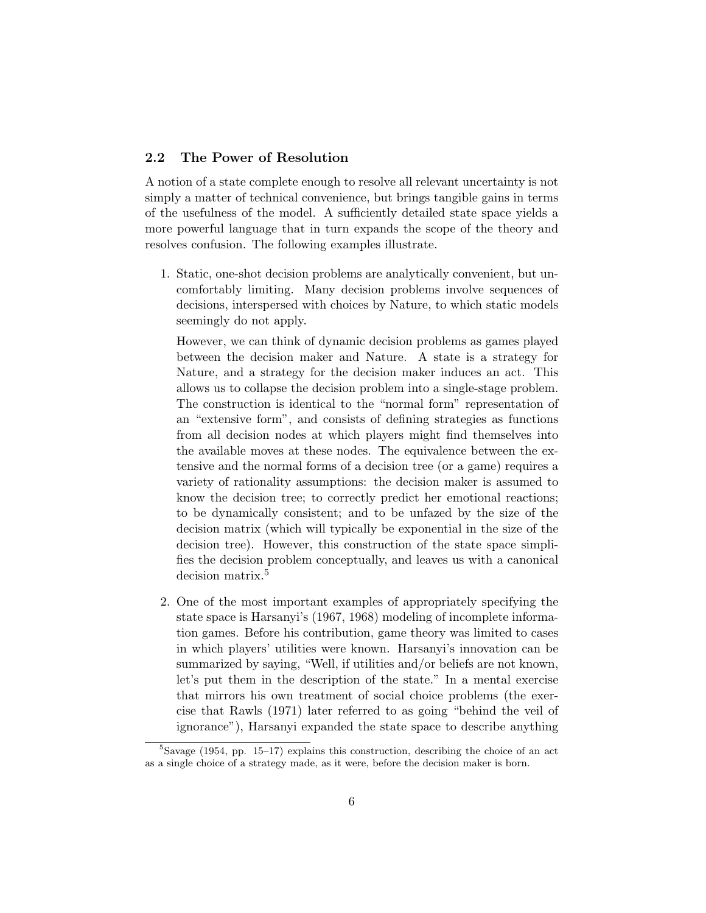## 2.2 The Power of Resolution

A notion of a state complete enough to resolve all relevant uncertainty is not simply a matter of technical convenience, but brings tangible gains in terms of the usefulness of the model. A sufficiently detailed state space yields a more powerful language that in turn expands the scope of the theory and resolves confusion. The following examples illustrate.

1. Static, one-shot decision problems are analytically convenient, but uncomfortably limiting. Many decision problems involve sequences of decisions, interspersed with choices by Nature, to which static models seemingly do not apply.

   However, we can think of dynamic decision problems as games played between the decision maker and Nature. A state is a strategy for Nature, and a strategy for the decision maker induces an act. This allows us to collapse the decision problem into a single-stage problem. The construction is identical to the "normal form" representation of an "extensive form", and consists of defining strategies as functions from all decision nodes at which players might find themselves into the available moves at these nodes. The equivalence between the extensive and the normal forms of a decision tree (or a game) requires a variety of rationality assumptions: the decision maker is assumed to know the decision tree; to correctly predict her emotional reactions; to be dynamically consistent; and to be unfazed by the size of the decision matrix (which will typically be exponential in the size of the decision tree). However, this construction of the state space simplifies the decision problem conceptually, and leaves us with a canonical decision matrix.[5]

2. One of the most important examples of appropriately specifying the state space is Harsanyi's (1967, 1968) modeling of incomplete information games. Before his contribution, game theory was limited to cases in which players' utilities were known. Harsanyi's innovation can be summarized by saying, "Well, if utilities and/or beliefs are not known, let's put them in the description of the state." In a mental exercise that mirrors his own treatment of social choice problems (the exercise that Rawls (1971) later referred to as going "behind the veil of ignorance"), Harsanyi expanded the state space to describe anything

[5] Savage (1954, pp. 15–17) explains this construction, describing the choice of an act as a single choice of a strategy made, as it were, before the decision maker is born.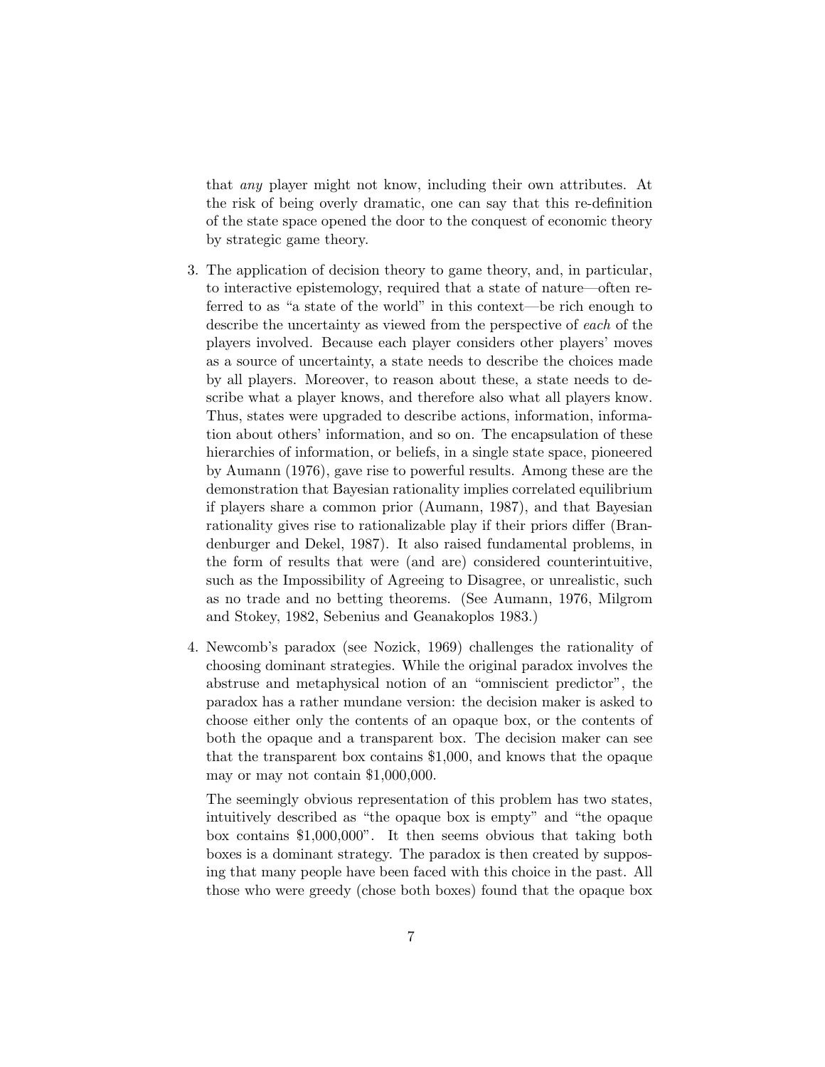that *any* player might not know, including their own attributes. At the risk of being overly dramatic, one can say that this re-definition of the state space opened the door to the conquest of economic theory by strategic game theory.

3. The application of decision theory to game theory, and, in particular, to interactive epistemology, required that a state of nature—often referred to as "a state of the world" in this context—be rich enough to describe the uncertainty as viewed from the perspective of *each* of the players involved. Because each player considers other players' moves as a source of uncertainty, a state needs to describe the choices made by all players. Moreover, to reason about these, a state needs to describe what a player knows, and therefore also what all players know. Thus, states were upgraded to describe actions, information, information about others' information, and so on. The encapsulation of these hierarchies of information, or beliefs, in a single state space, pioneered by Aumann (1976), gave rise to powerful results. Among these are the demonstration that Bayesian rationality implies correlated equilibrium if players share a common prior (Aumann, 1987), and that Bayesian rationality gives rise to rationalizable play if their priors differ (Brandenburger and Dekel, 1987). It also raised fundamental problems, in the form of results that were (and are) considered counterintuitive, such as the Impossibility of Agreeing to Disagree, or unrealistic, such as no trade and no betting theorems. (See Aumann, 1976, Milgrom and Stokey, 1982, Sebenius and Geanakoplos 1983.)

4. Newcomb's paradox (see Nozick, 1969) challenges the rationality of choosing dominant strategies. While the original paradox involves the abstruse and metaphysical notion of an "omniscient predictor", the paradox has a rather mundane version: the decision maker is asked to choose either only the contents of an opaque box, or the contents of both the opaque and a transparent box. The decision maker can see that the transparent box contains \$1,000, and knows that the opaque may or may not contain \$1,000,000.

   The seemingly obvious representation of this problem has two states, intuitively described as "the opaque box is empty" and "the opaque box contains \$1,000,000". It then seems obvious that taking both boxes is a dominant strategy. The paradox is then created by supposing that many people have been faced with this choice in the past. All those who were greedy (chose both boxes) found that the opaque box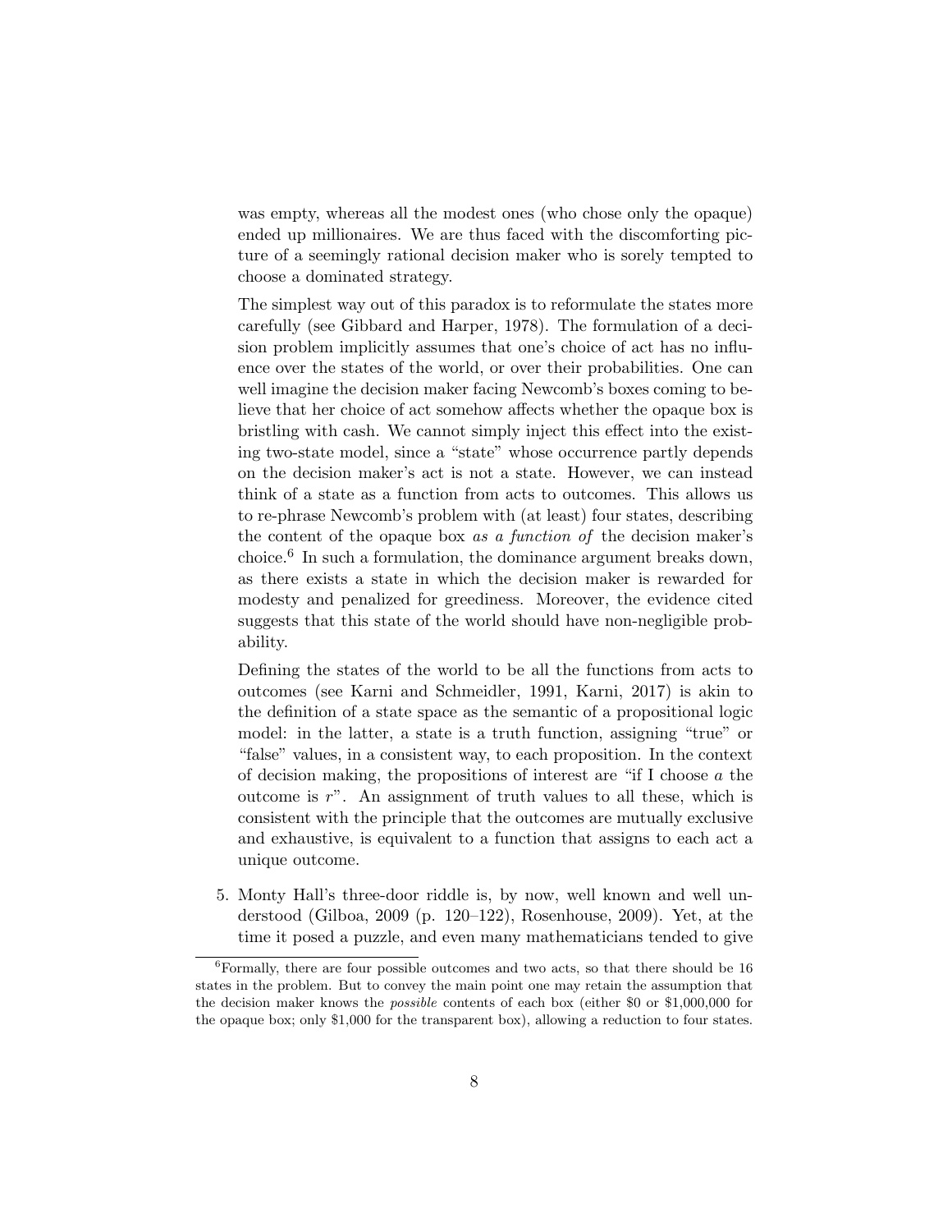was empty, whereas all the modest ones (who chose only the opaque) ended up millionaires. We are thus faced with the discomforting picture of a seemingly rational decision maker who is sorely tempted to choose a dominated strategy.

The simplest way out of this paradox is to reformulate the states more carefully (see Gibbard and Harper, 1978). The formulation of a decision problem implicitly assumes that one's choice of act has no influence over the states of the world, or over their probabilities. One can well imagine the decision maker facing Newcomb's boxes coming to believe that her choice of act somehow affects whether the opaque box is bristling with cash. We cannot simply inject this effect into the existing two-state model, since a "state" whose occurrence partly depends on the decision maker's act is not a state. However, we can instead think of a state as a function from acts to outcomes. This allows us to re-phrase Newcomb's problem with (at least) four states, describing the content of the opaque box *as a function of* the decision maker's choice.[6] In such a formulation, the dominance argument breaks down, as there exists a state in which the decision maker is rewarded for modesty and penalized for greediness. Moreover, the evidence cited suggests that this state of the world should have non-negligible probability.

Defining the states of the world to be all the functions from acts to outcomes (see Karni and Schmeidler, 1991, Karni, 2017) is akin to the definition of a state space as the semantic of a propositional logic model: in the latter, a state is a truth function, assigning "true" or "false" values, in a consistent way, to each proposition. In the context of decision making, the propositions of interest are "if I choose $a$ the outcome is $r$". An assignment of truth values to all these, which is consistent with the principle that the outcomes are mutually exclusive and exhaustive, is equivalent to a function that assigns to each act a unique outcome.

5. Monty Hall's three-door riddle is, by now, well known and well understood (Gilboa, 2009 (p. 120–122), Rosenhouse, 2009). Yet, at the time it posed a puzzle, and even many mathematicians tended to give

[6] Formally, there are four possible outcomes and two acts, so that there should be 16 states in the problem. But to convey the main point one may retain the assumption that the decision maker knows the *possible* contents of each box (either $0 or $1,000,000 for the opaque box; only $1,000 for the transparent box), allowing a reduction to four states.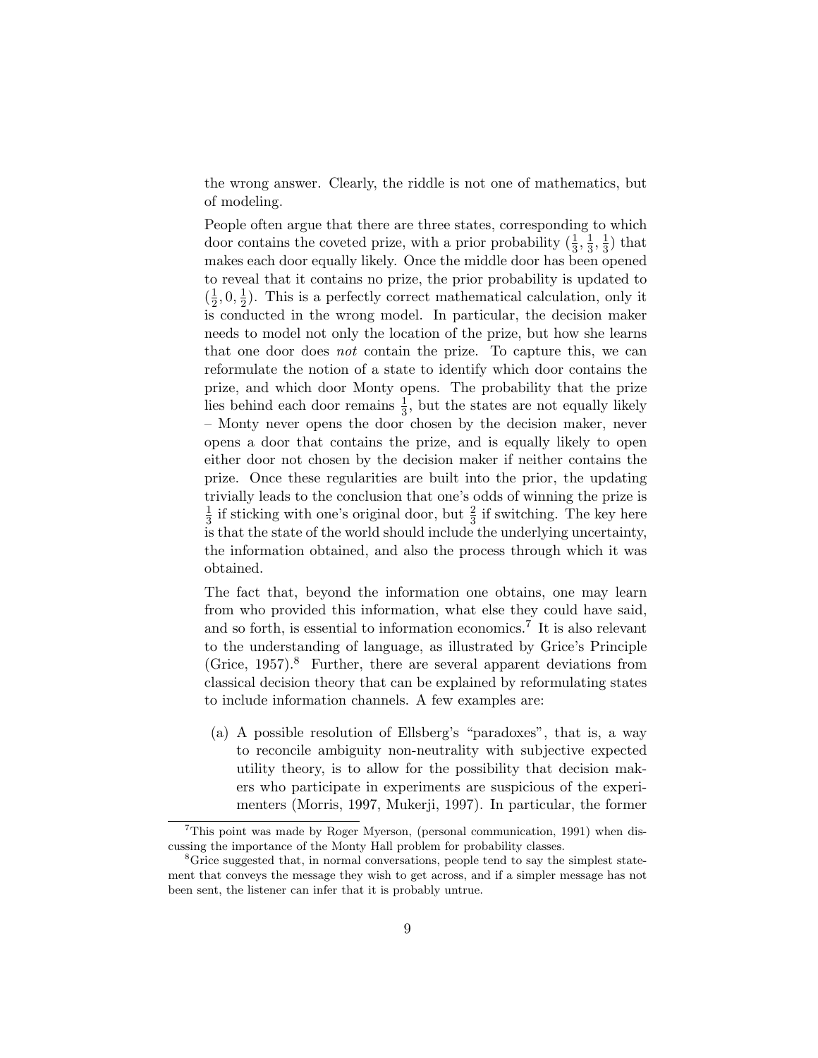the wrong answer. Clearly, the riddle is not one of mathematics, but of modeling.

People often argue that there are three states, corresponding to which door contains the coveted prize, with a prior probability $(\frac{1}{3}, \frac{1}{3}, \frac{1}{3})$ that makes each door equally likely. Once the middle door has been opened to reveal that it contains no prize, the prior probability is updated to $(\frac{1}{2}, 0, \frac{1}{2})$. This is a perfectly correct mathematical calculation, only it is conducted in the wrong model. In particular, the decision maker needs to model not only the location of the prize, but how she learns that one door does *not* contain the prize. To capture this, we can reformulate the notion of a state to identify which door contains the prize, and which door Monty opens. The probability that the prize lies behind each door remains $\frac{1}{3}$, but the states are not equally likely – Monty never opens the door chosen by the decision maker, never opens a door that contains the prize, and is equally likely to open either door not chosen by the decision maker if neither contains the prize. Once these regularities are built into the prior, the updating trivially leads to the conclusion that one's odds of winning the prize is $\frac{1}{3}$ if sticking with one's original door, but $\frac{2}{3}$ if switching. The key here is that the state of the world should include the underlying uncertainty, the information obtained, and also the process through which it was obtained.

The fact that, beyond the information one obtains, one may learn from who provided this information, what else they could have said, and so forth, is essential to information economics.[7] It is also relevant to the understanding of language, as illustrated by Grice's Principle (Grice, 1957).[8] Further, there are several apparent deviations from classical decision theory that can be explained by reformulating states to include information channels. A few examples are:

(a) A possible resolution of Ellsberg's "paradoxes", that is, a way to reconcile ambiguity non-neutrality with subjective expected utility theory, is to allow for the possibility that decision makers who participate in experiments are suspicious of the experimenters (Morris, 1997, Mukerji, 1997). In particular, the former

[7] This point was made by Roger Myerson, (personal communication, 1991) when discussing the importance of the Monty Hall problem for probability classes.

[8] Grice suggested that, in normal conversations, people tend to say the simplest statement that conveys the message they wish to get across, and if a simpler message has not been sent, the listener can infer that it is probably untrue.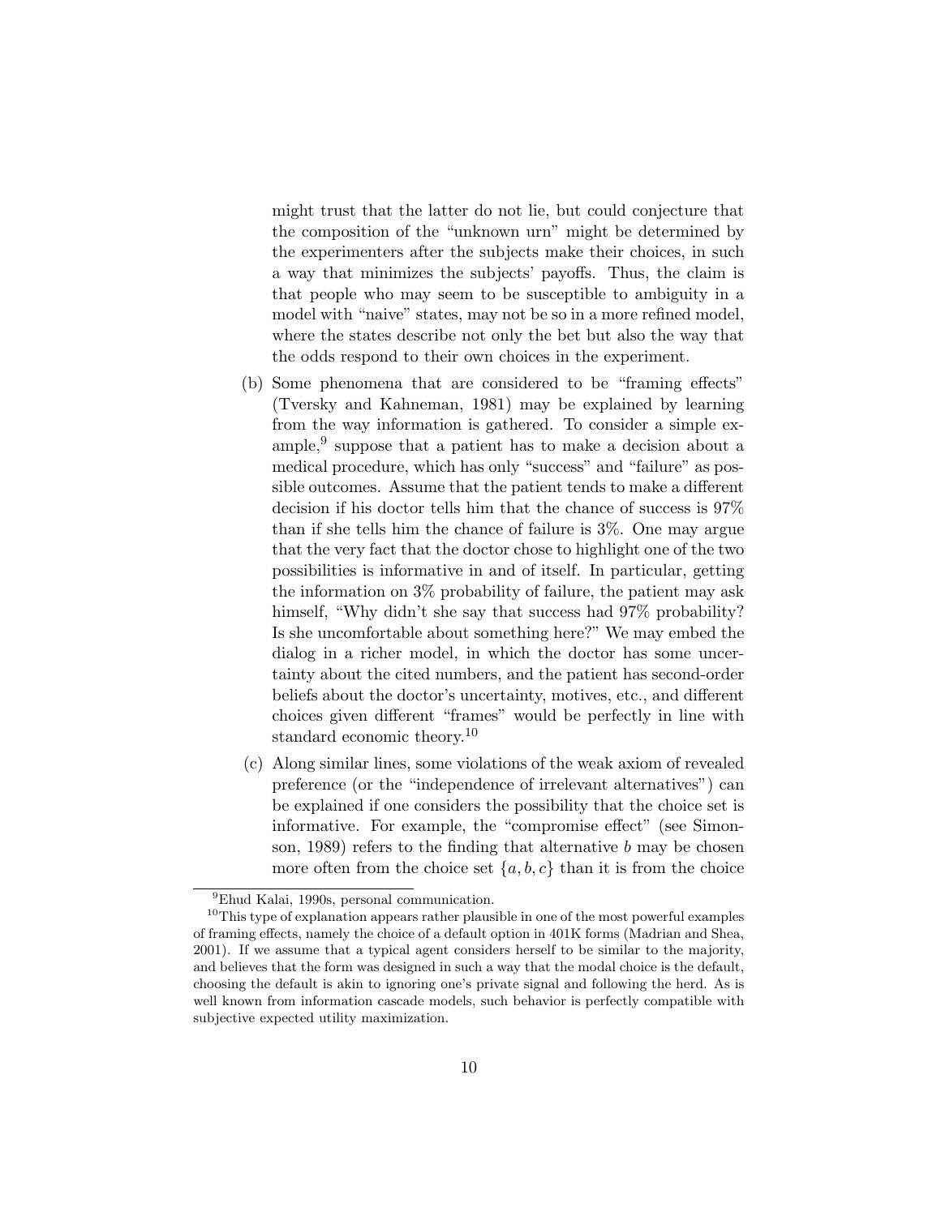might trust that the latter do not lie, but could conjecture that the composition of the "unknown urn" might be determined by the experimenters after the subjects make their choices, in such a way that minimizes the subjects' payoffs. Thus, the claim is that people who may seem to be susceptible to ambiguity in a model with "naive" states, may not be so in a more refined model, where the states describe not only the bet but also the way that the odds respond to their own choices in the experiment.

(b) Some phenomena that are considered to be "framing effects" (Tversky and Kahneman, 1981) may be explained by learning from the way information is gathered. To consider a simple example,[9] suppose that a patient has to make a decision about a medical procedure, which has only "success" and "failure" as possible outcomes. Assume that the patient tends to make a different decision if his doctor tells him that the chance of success is 97% than if she tells him the chance of failure is 3%. One may argue that the very fact that the doctor chose to highlight one of the two possibilities is informative in and of itself. In particular, getting the information on 3% probability of failure, the patient may ask himself, "Why didn't she say that success had 97% probability? Is she uncomfortable about something here?" We may embed the dialog in a richer model, in which the doctor has some uncertainty about the cited numbers, and the patient has second-order beliefs about the doctor's uncertainty, motives, etc., and different choices given different "frames" would be perfectly in line with standard economic theory.[10]

(c) Along similar lines, some violations of the weak axiom of revealed preference (or the "independence of irrelevant alternatives") can be explained if one considers the possibility that the choice set is informative. For example, the "compromise effect" (see Simonson, 1989) refers to the finding that alternative $b$ may be chosen more often from the choice set $\{a, b, c\}$ than it is from the choice

---

[9] Ehud Kalai, 1990s, personal communication.

[10] This type of explanation appears rather plausible in one of the most powerful examples of framing effects, namely the choice of a default option in 401K forms (Madrian and Shea, 2001). If we assume that a typical agent considers herself to be similar to the majority, and believes that the form was designed in such a way that the modal choice is the default, choosing the default is akin to ignoring one's private signal and following the herd. As is well known from information cascade models, such behavior is perfectly compatible with subjective expected utility maximization.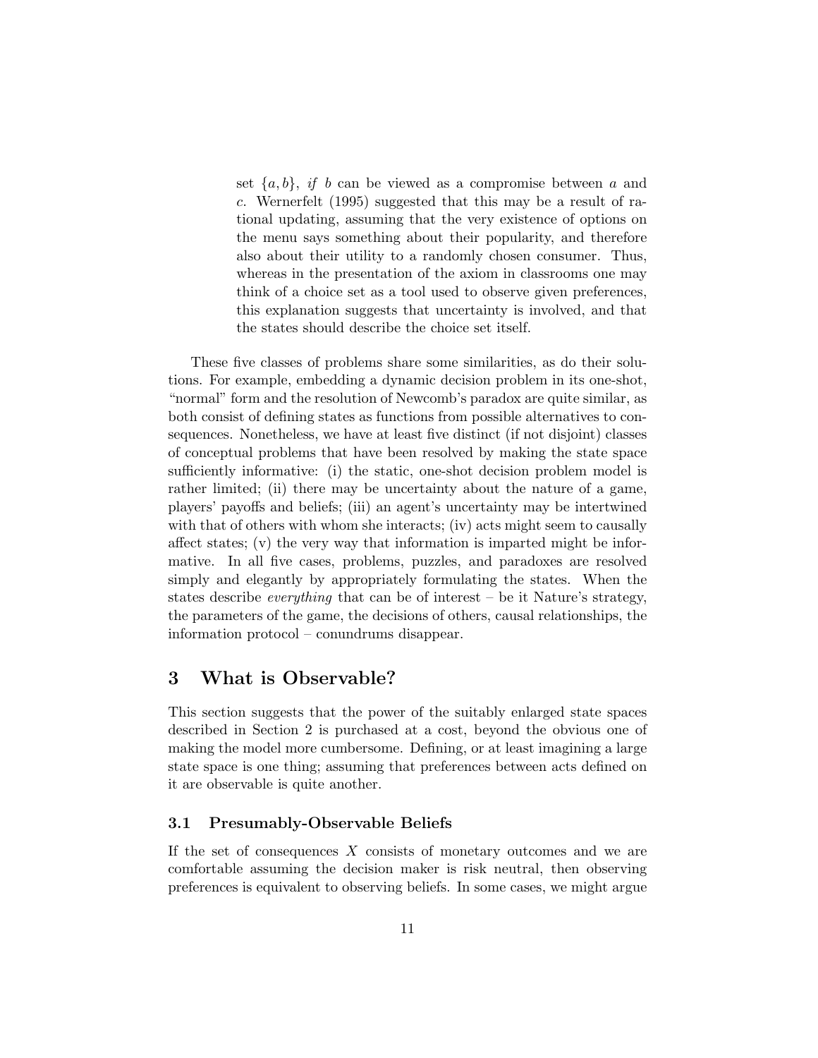set $\{a, b\}$, *if* $b$ can be viewed as a compromise between $a$ and $c$. Wernerfelt (1995) suggested that this may be a result of rational updating, assuming that the very existence of options on the menu says something about their popularity, and therefore also about their utility to a randomly chosen consumer. Thus, whereas in the presentation of the axiom in classrooms one may think of a choice set as a tool used to observe given preferences, this explanation suggests that uncertainty is involved, and that the states should describe the choice set itself.

These five classes of problems share some similarities, as do their solutions. For example, embedding a dynamic decision problem in its one-shot, "normal" form and the resolution of Newcomb's paradox are quite similar, as both consist of defining states as functions from possible alternatives to consequences. Nonetheless, we have at least five distinct (if not disjoint) classes of conceptual problems that have been resolved by making the state space sufficiently informative: (i) the static, one-shot decision problem model is rather limited; (ii) there may be uncertainty about the nature of a game, players' payoffs and beliefs; (iii) an agent's uncertainty may be intertwined with that of others with whom she interacts; (iv) acts might seem to causally affect states; (v) the very way that information is imparted might be informative. In all five cases, problems, puzzles, and paradoxes are resolved simply and elegantly by appropriately formulating the states. When the states describe *everything* that can be of interest – be it Nature's strategy, the parameters of the game, the decisions of others, causal relationships, the information protocol – conundrums disappear.

## 3 What is Observable?

This section suggests that the power of the suitably enlarged state spaces described in Section 2 is purchased at a cost, beyond the obvious one of making the model more cumbersome. Defining, or at least imagining a large state space is one thing; assuming that preferences between acts defined on it are observable is quite another.

### 3.1 Presumably-Observable Beliefs

If the set of consequences $X$ consists of monetary outcomes and we are comfortable assuming the decision maker is risk neutral, then observing preferences is equivalent to observing beliefs. In some cases, we might argue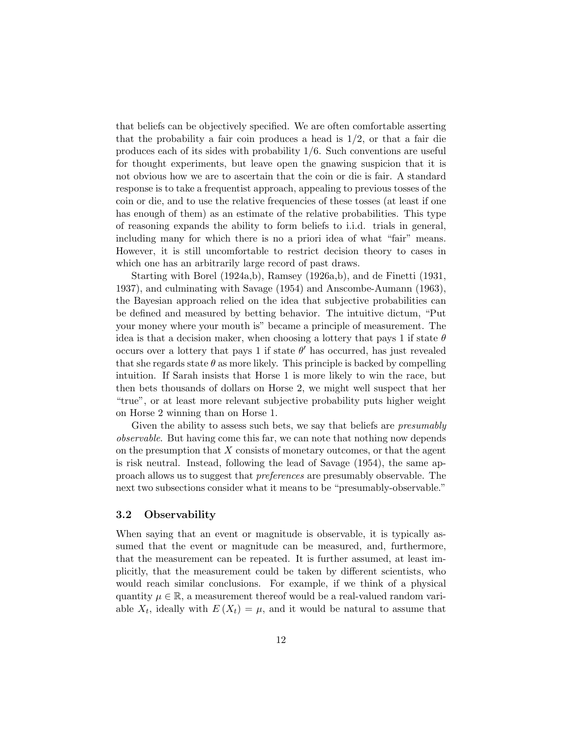that beliefs can be objectively specified. We are often comfortable asserting that the probability a fair coin produces a head is $1/2$, or that a fair die produces each of its sides with probability $1/6$. Such conventions are useful for thought experiments, but leave open the gnawing suspicion that it is not obvious how we are to ascertain that the coin or die is fair. A standard response is to take a frequentist approach, appealing to previous tosses of the coin or die, and to use the relative frequencies of these tosses (at least if one has enough of them) as an estimate of the relative probabilities. This type of reasoning expands the ability to form beliefs to i.i.d. trials in general, including many for which there is no a priori idea of what "fair" means. However, it is still uncomfortable to restrict decision theory to cases in which one has an arbitrarily large record of past draws.

Starting with Borel (1924a,b), Ramsey (1926a,b), and de Finetti (1931, 1937), and culminating with Savage (1954) and Anscombe-Aumann (1963), the Bayesian approach relied on the idea that subjective probabilities can be defined and measured by betting behavior. The intuitive dictum, "Put your money where your mouth is" became a principle of measurement. The idea is that a decision maker, when choosing a lottery that pays 1 if state $\theta$ occurs over a lottery that pays 1 if state $\theta'$ has occurred, has just revealed that she regards state $\theta$ as more likely. This principle is backed by compelling intuition. If Sarah insists that Horse 1 is more likely to win the race, but then bets thousands of dollars on Horse 2, we might well suspect that her "true", or at least more relevant subjective probability puts higher weight on Horse 2 winning than on Horse 1.

Given the ability to assess such bets, we say that beliefs are *presumably observable*. But having come this far, we can note that nothing now depends on the presumption that $X$ consists of monetary outcomes, or that the agent is risk neutral. Instead, following the lead of Savage (1954), the same approach allows us to suggest that *preferences* are presumably observable. The next two subsections consider what it means to be "presumably-observable."

## 3.2 Observability

When saying that an event or magnitude is observable, it is typically assumed that the event or magnitude can be measured, and, furthermore, that the measurement can be repeated. It is further assumed, at least implicitly, that the measurement could be taken by different scientists, who would reach similar conclusions. For example, if we think of a physical quantity $\mu \in \mathbb{R}$, a measurement thereof would be a real-valued random variable $X_t$, ideally with $E(X_t) = \mu$, and it would be natural to assume that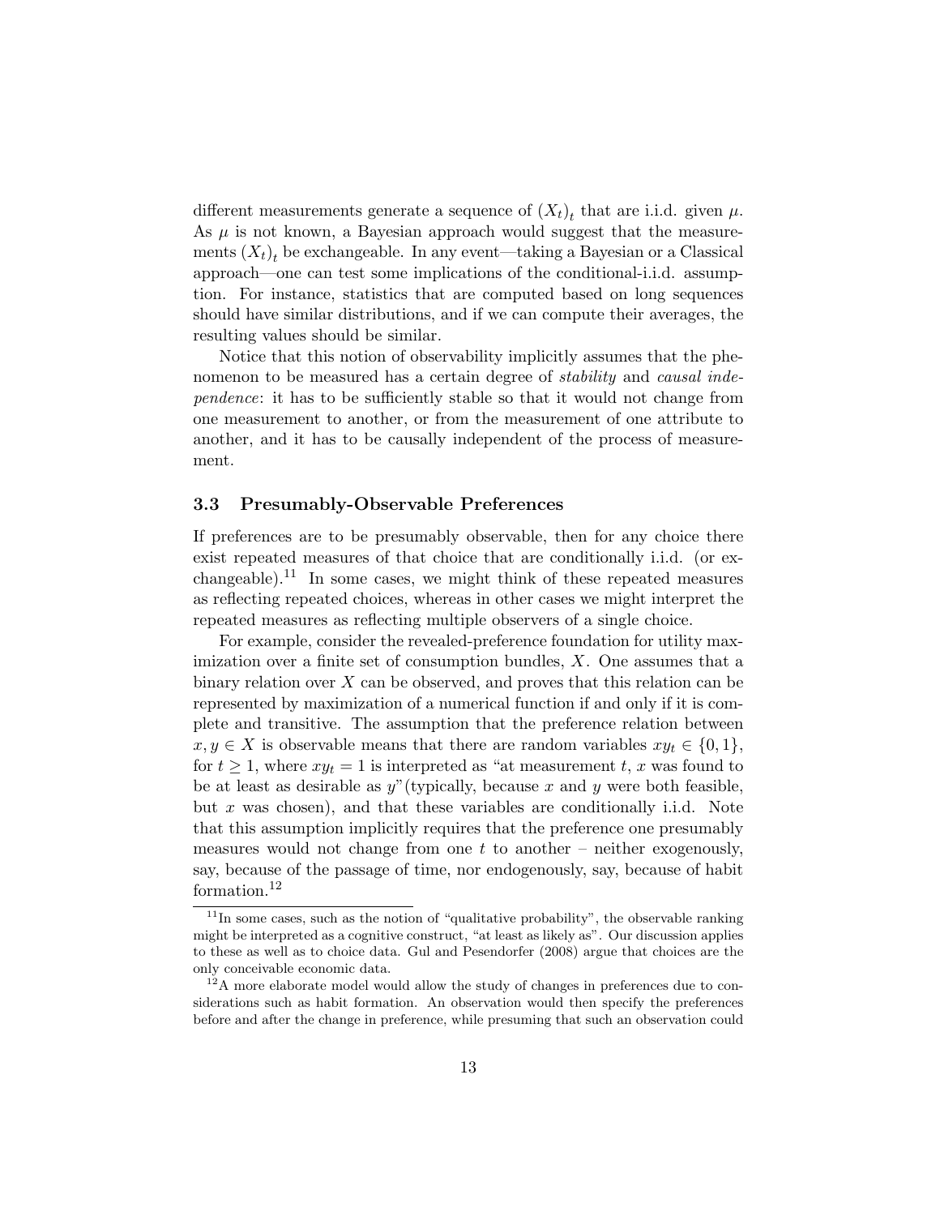different measurements generate a sequence of $(X_t)_t$ that are i.i.d. given $\mu$. As $\mu$ is not known, a Bayesian approach would suggest that the measurements $(X_t)_t$ be exchangeable. In any event—taking a Bayesian or a Classical approach—one can test some implications of the conditional-i.i.d. assumption. For instance, statistics that are computed based on long sequences should have similar distributions, and if we can compute their averages, the resulting values should be similar.

Notice that this notion of observability implicitly assumes that the phenomenon to be measured has a certain degree of *stability* and *causal independence*: it has to be sufficiently stable so that it would not change from one measurement to another, or from the measurement of one attribute to another, and it has to be causally independent of the process of measurement.

### 3.3 Presumably-Observable Preferences

If preferences are to be presumably observable, then for any choice there exist repeated measures of that choice that are conditionally i.i.d. (or exchangeable).[11] In some cases, we might think of these repeated measures as reflecting repeated choices, whereas in other cases we might interpret the repeated measures as reflecting multiple observers of a single choice.

For example, consider the revealed-preference foundation for utility maximization over a finite set of consumption bundles, $X$. One assumes that a binary relation over $X$ can be observed, and proves that this relation can be represented by maximization of a numerical function if and only if it is complete and transitive. The assumption that the preference relation between $x, y \in X$ is observable means that there are random variables $xy_t \in \{0, 1\}$, for $t \geq 1$, where $xy_t = 1$ is interpreted as "at measurement $t$, $x$ was found to be at least as desirable as $y$"(typically, because $x$ and $y$ were both feasible, but $x$ was chosen), and that these variables are conditionally i.i.d. Note that this assumption implicitly requires that the preference one presumably measures would not change from one $t$ to another – neither exogenously, say, because of the passage of time, nor endogenously, say, because of habit formation.[12]

[11] In some cases, such as the notion of "qualitative probability", the observable ranking might be interpreted as a cognitive construct, "at least as likely as". Our discussion applies to these as well as to choice data. Gul and Pesendorfer (2008) argue that choices are the only conceivable economic data.

[12] A more elaborate model would allow the study of changes in preferences due to considerations such as habit formation. An observation would then specify the preferences before and after the change in preference, while presuming that such an observation could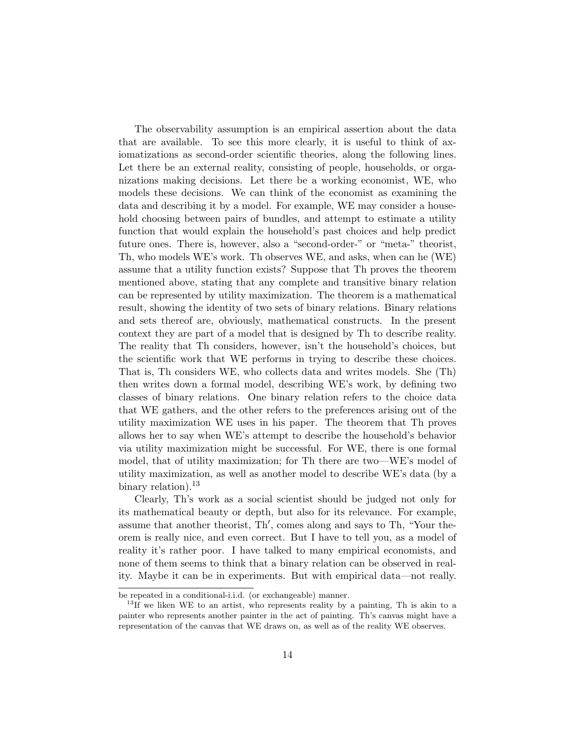The observability assumption is an empirical assertion about the data that are available. To see this more clearly, it is useful to think of axiomatizations as second-order scientific theories, along the following lines. Let there be an external reality, consisting of people, households, or organizations making decisions. Let there be a working economist, WE, who models these decisions. We can think of the economist as examining the data and describing it by a model. For example, WE may consider a household choosing between pairs of bundles, and attempt to estimate a utility function that would explain the household's past choices and help predict future ones. There is, however, also a "second-order-" or "meta-" theorist, Th, who models WE's work. Th observes WE, and asks, when can he (WE) assume that a utility function exists? Suppose that Th proves the theorem mentioned above, stating that any complete and transitive binary relation can be represented by utility maximization. The theorem is a mathematical result, showing the identity of two sets of binary relations. Binary relations and sets thereof are, obviously, mathematical constructs. In the present context they are part of a model that is designed by Th to describe reality. The reality that Th considers, however, isn't the household's choices, but the scientific work that WE performs in trying to describe these choices. That is, Th considers WE, who collects data and writes models. She (Th) then writes down a formal model, describing WE's work, by defining two classes of binary relations. One binary relation refers to the choice data that WE gathers, and the other refers to the preferences arising out of the utility maximization WE uses in his paper. The theorem that Th proves allows her to say when WE's attempt to describe the household's behavior via utility maximization might be successful. For WE, there is one formal model, that of utility maximization; for Th there are two—WE's model of utility maximization, as well as another model to describe WE's data (by a binary relation).[13]

Clearly, Th's work as a social scientist should be judged not only for its mathematical beauty or depth, but also for its relevance. For example, assume that another theorist, Th′, comes along and says to Th, "Your theorem is really nice, and even correct. But I have to tell you, as a model of reality it's rather poor. I have talked to many empirical economists, and none of them seems to think that a binary relation can be observed in reality. Maybe it can be in experiments. But with empirical data—not really.

be repeated in a conditional-i.i.d. (or exchangeable) manner.

[13] If we liken WE to an artist, who represents reality by a painting, Th is akin to a painter who represents another painter in the act of painting. Th's canvas might have a representation of the canvas that WE draws on, as well as of the reality WE observes.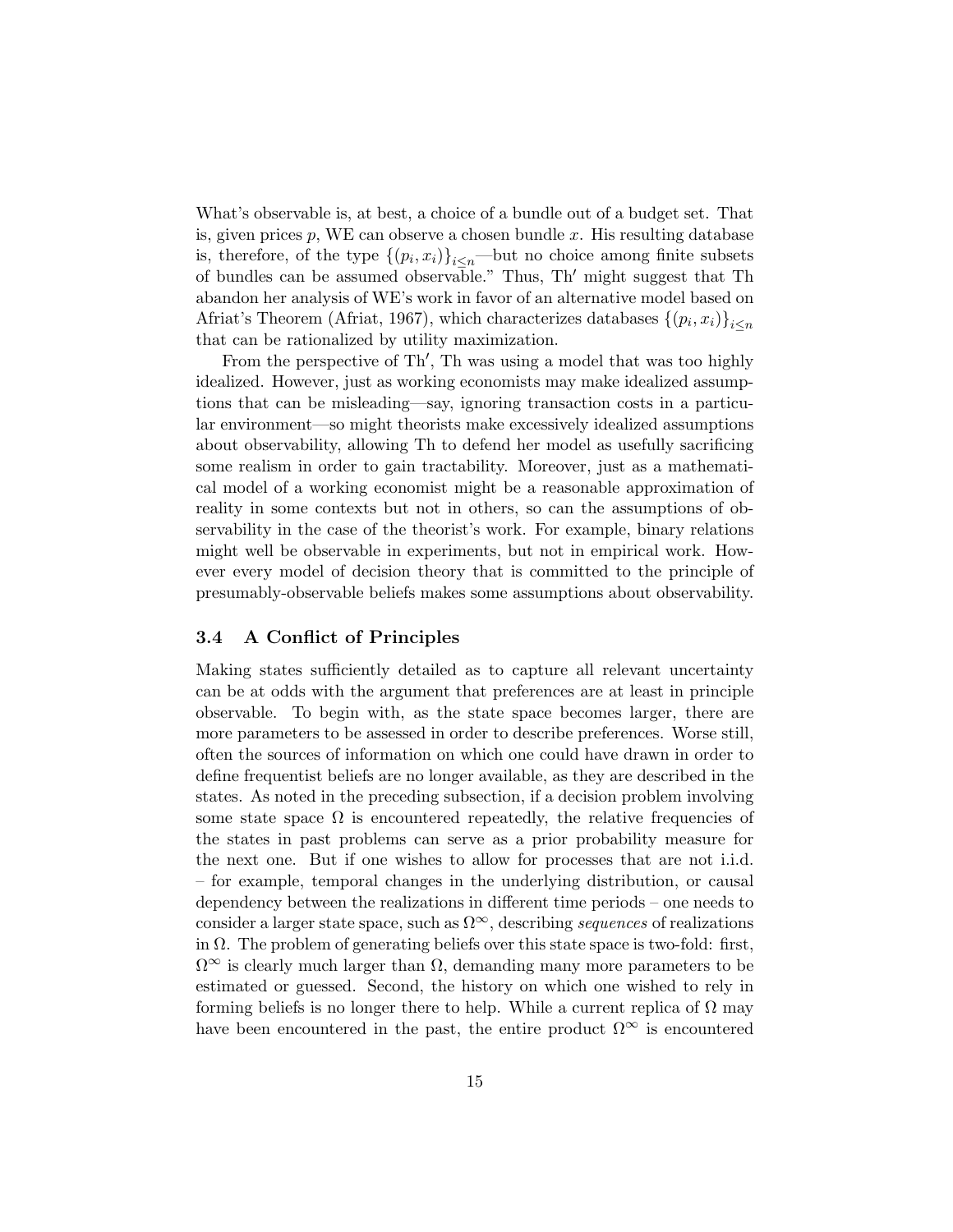What's observable is, at best, a choice of a bundle out of a budget set. That is, given prices $p$, WE can observe a chosen bundle $x$. His resulting database is, therefore, of the type $\{(p_i, x_i)\}_{i\leq n}$—but no choice among finite subsets of bundles can be assumed observable." Thus, Th$'$ might suggest that Th abandon her analysis of WE's work in favor of an alternative model based on Afriat's Theorem (Afriat, 1967), which characterizes databases $\{(p_i, x_i)\}_{i\leq n}$ that can be rationalized by utility maximization.

From the perspective of Th$'$, Th was using a model that was too highly idealized. However, just as working economists may make idealized assumptions that can be misleading—say, ignoring transaction costs in a particular environment—so might theorists make excessively idealized assumptions about observability, allowing Th to defend her model as usefully sacrificing some realism in order to gain tractability. Moreover, just as a mathematical model of a working economist might be a reasonable approximation of reality in some contexts but not in others, so can the assumptions of observability in the case of the theorist's work. For example, binary relations might well be observable in experiments, but not in empirical work. However every model of decision theory that is committed to the principle of presumably-observable beliefs makes some assumptions about observability.

### 3.4 A Conflict of Principles

Making states sufficiently detailed as to capture all relevant uncertainty can be at odds with the argument that preferences are at least in principle observable. To begin with, as the state space becomes larger, there are more parameters to be assessed in order to describe preferences. Worse still, often the sources of information on which one could have drawn in order to define frequentist beliefs are no longer available, as they are described in the states. As noted in the preceding subsection, if a decision problem involving some state space $\Omega$ is encountered repeatedly, the relative frequencies of the states in past problems can serve as a prior probability measure for the next one. But if one wishes to allow for processes that are not i.i.d. – for example, temporal changes in the underlying distribution, or causal dependency between the realizations in different time periods – one needs to consider a larger state space, such as $\Omega^\infty$, describing *sequences* of realizations in $\Omega$. The problem of generating beliefs over this state space is two-fold: first, $\Omega^\infty$ is clearly much larger than $\Omega$, demanding many more parameters to be estimated or guessed. Second, the history on which one wished to rely in forming beliefs is no longer there to help. While a current replica of $\Omega$ may have been encountered in the past, the entire product $\Omega^\infty$ is encountered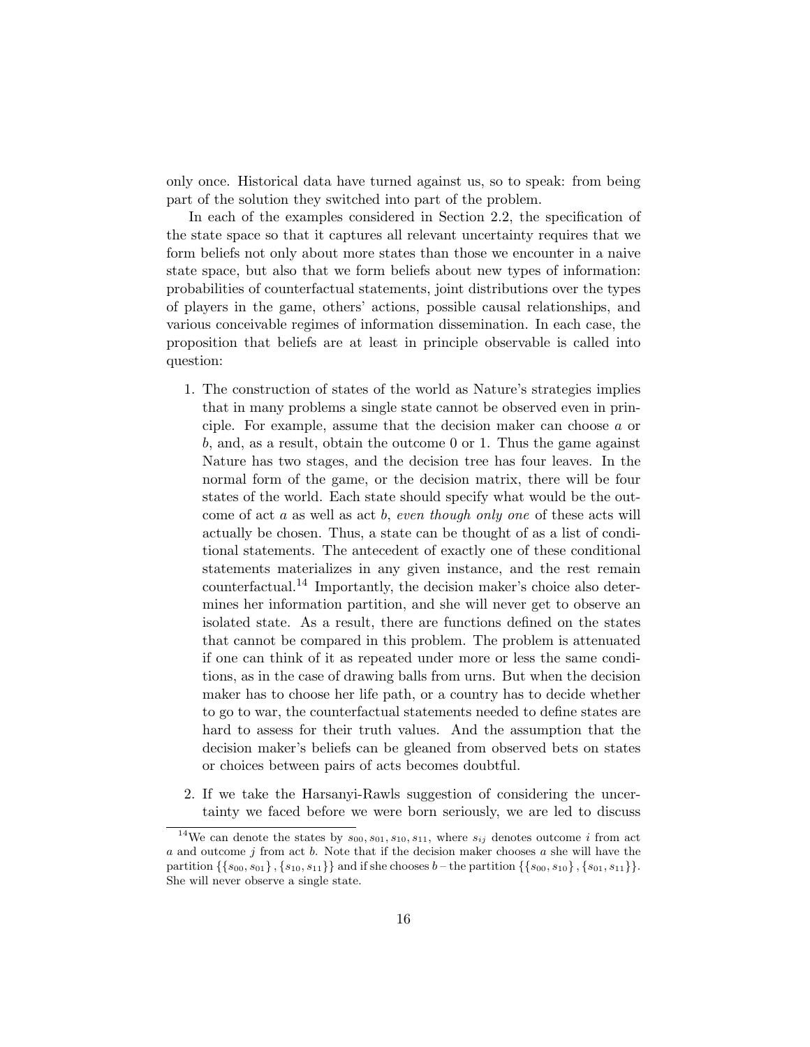only once. Historical data have turned against us, so to speak: from being part of the solution they switched into part of the problem.

In each of the examples considered in Section 2.2, the specification of the state space so that it captures all relevant uncertainty requires that we form beliefs not only about more states than those we encounter in a naive state space, but also that we form beliefs about new types of information: probabilities of counterfactual statements, joint distributions over the types of players in the game, others' actions, possible causal relationships, and various conceivable regimes of information dissemination. In each case, the proposition that beliefs are at least in principle observable is called into question:

1. The construction of states of the world as Nature's strategies implies that in many problems a single state cannot be observed even in principle. For example, assume that the decision maker can choose $a$ or $b$, and, as a result, obtain the outcome 0 or 1. Thus the game against Nature has two stages, and the decision tree has four leaves. In the normal form of the game, or the decision matrix, there will be four states of the world. Each state should specify what would be the outcome of act $a$ as well as act $b$, *even though only one* of these acts will actually be chosen. Thus, a state can be thought of as a list of conditional statements. The antecedent of exactly one of these conditional statements materializes in any given instance, and the rest remain counterfactual.[14] Importantly, the decision maker's choice also determines her information partition, and she will never get to observe an isolated state. As a result, there are functions defined on the states that cannot be compared in this problem. The problem is attenuated if one can think of it as repeated under more or less the same conditions, as in the case of drawing balls from urns. But when the decision maker has to choose her life path, or a country has to decide whether to go to war, the counterfactual statements needed to define states are hard to assess for their truth values. And the assumption that the decision maker's beliefs can be gleaned from observed bets on states or choices between pairs of acts becomes doubtful.

2. If we take the Harsanyi-Rawls suggestion of considering the uncertainty we faced before we were born seriously, we are led to discuss

[14] We can denote the states by $s_{00}, s_{01}, s_{10}, s_{11}$, where $s_{ij}$ denotes outcome $i$ from act $a$ and outcome $j$ from act $b$. Note that if the decision maker chooses $a$ she will have the partition $\{\{s_{00}, s_{01}\}, \{s_{10}, s_{11}\}\}$ and if she chooses $b$ – the partition $\{\{s_{00}, s_{10}\}, \{s_{01}, s_{11}\}\}$. She will never observe a single state.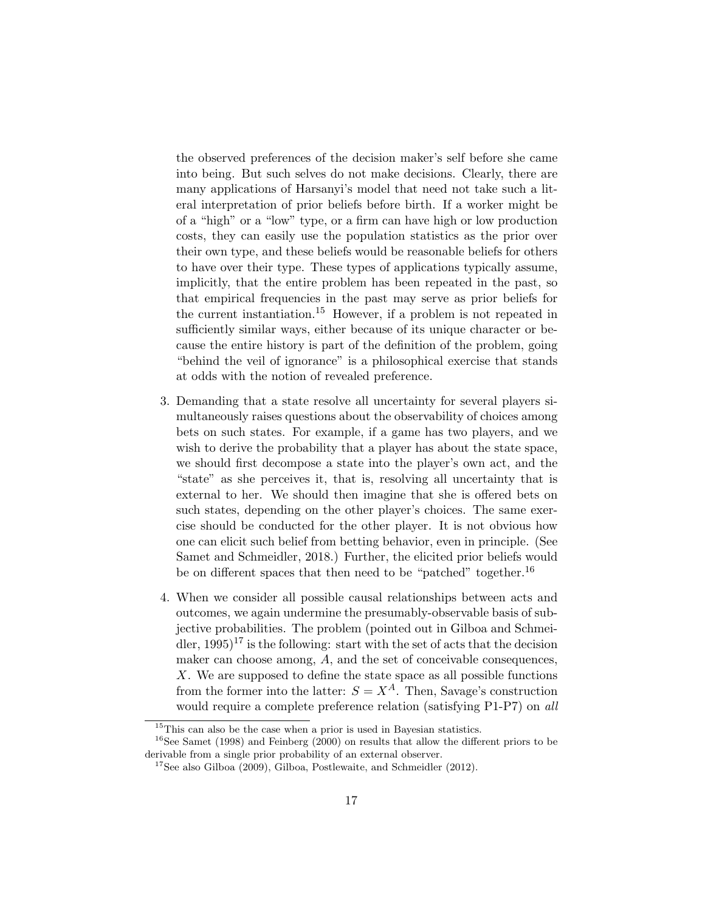the observed preferences of the decision maker's self before she came into being. But such selves do not make decisions. Clearly, there are many applications of Harsanyi's model that need not take such a literal interpretation of prior beliefs before birth. If a worker might be of a "high" or a "low" type, or a firm can have high or low production costs, they can easily use the population statistics as the prior over their own type, and these beliefs would be reasonable beliefs for others to have over their type. These types of applications typically assume, implicitly, that the entire problem has been repeated in the past, so that empirical frequencies in the past may serve as prior beliefs for the current instantiation.[15] However, if a problem is not repeated in sufficiently similar ways, either because of its unique character or because the entire history is part of the definition of the problem, going "behind the veil of ignorance" is a philosophical exercise that stands at odds with the notion of revealed preference.

3. Demanding that a state resolve all uncertainty for several players simultaneously raises questions about the observability of choices among bets on such states. For example, if a game has two players, and we wish to derive the probability that a player has about the state space, we should first decompose a state into the player's own act, and the "state" as she perceives it, that is, resolving all uncertainty that is external to her. We should then imagine that she is offered bets on such states, depending on the other player's choices. The same exercise should be conducted for the other player. It is not obvious how one can elicit such belief from betting behavior, even in principle. (See Samet and Schmeidler, 2018.) Further, the elicited prior beliefs would be on different spaces that then need to be "patched" together.[16]

4. When we consider all possible causal relationships between acts and outcomes, we again undermine the presumably-observable basis of subjective probabilities. The problem (pointed out in Gilboa and Schmeidler, 1995)[17] is the following: start with the set of acts that the decision maker can choose among, $A$, and the set of conceivable consequences, $X$. We are supposed to define the state space as all possible functions from the former into the latter: $S = X^A$. Then, Savage's construction would require a complete preference relation (satisfying P1-P7) on *all*

[15] This can also be the case when a prior is used in Bayesian statistics.

[16] See Samet (1998) and Feinberg (2000) on results that allow the different priors to be derivable from a single prior probability of an external observer.

[17] See also Gilboa (2009), Gilboa, Postlewaite, and Schmeidler (2012).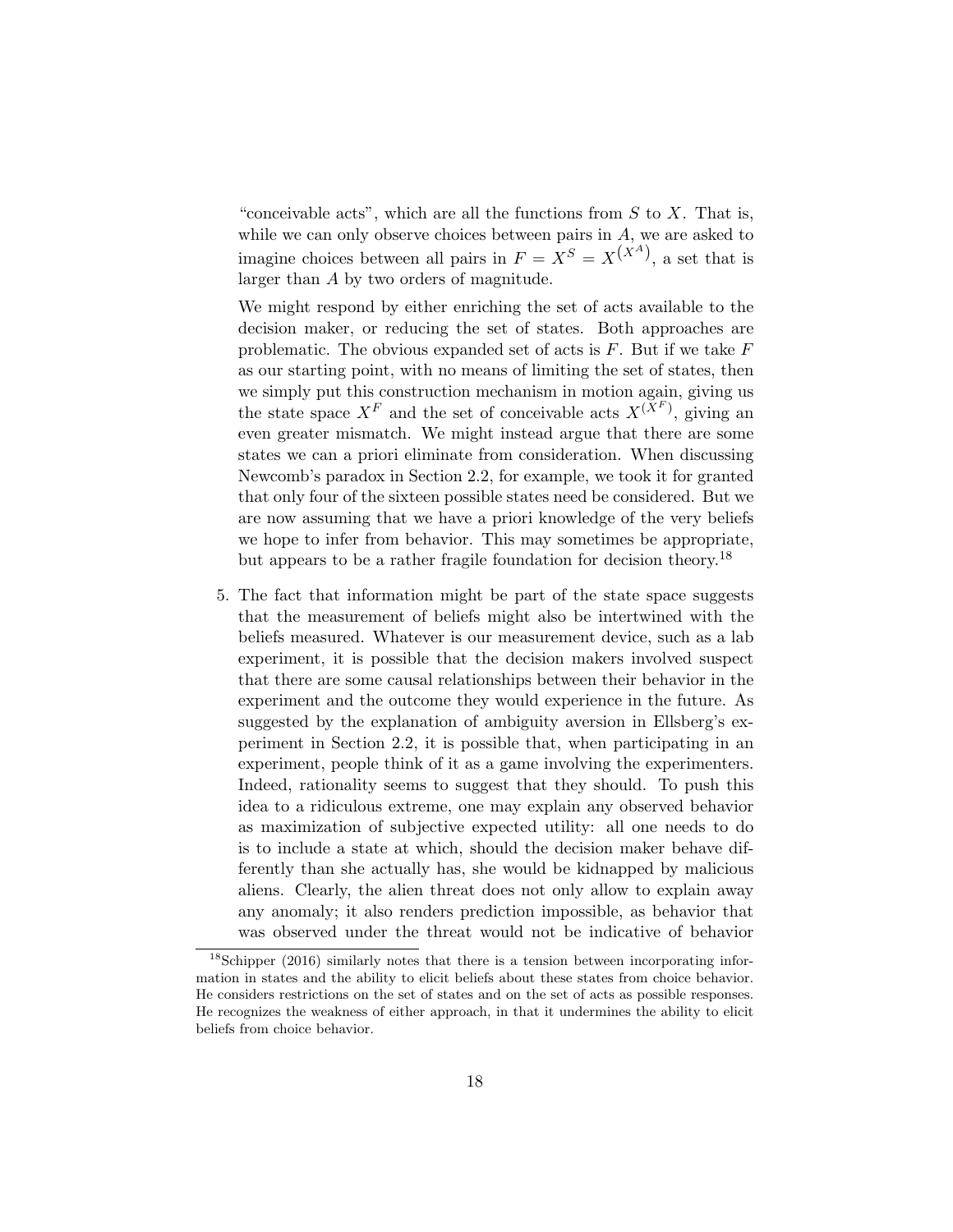"conceivable acts", which are all the functions from $S$ to $X$. That is, while we can only observe choices between pairs in $A$, we are asked to imagine choices between all pairs in $F = X^S = X^{(X^A)}$, a set that is larger than $A$ by two orders of magnitude.

We might respond by either enriching the set of acts available to the decision maker, or reducing the set of states. Both approaches are problematic. The obvious expanded set of acts is $F$. But if we take $F$ as our starting point, with no means of limiting the set of states, then we simply put this construction mechanism in motion again, giving us the state space $X^F$ and the set of conceivable acts $X^{(X^F)}$, giving an even greater mismatch. We might instead argue that there are some states we can a priori eliminate from consideration. When discussing Newcomb's paradox in Section 2.2, for example, we took it for granted that only four of the sixteen possible states need be considered. But we are now assuming that we have a priori knowledge of the very beliefs we hope to infer from behavior. This may sometimes be appropriate, but appears to be a rather fragile foundation for decision theory.[18]

5. The fact that information might be part of the state space suggests that the measurement of beliefs might also be intertwined with the beliefs measured. Whatever is our measurement device, such as a lab experiment, it is possible that the decision makers involved suspect that there are some causal relationships between their behavior in the experiment and the outcome they would experience in the future. As suggested by the explanation of ambiguity aversion in Ellsberg's experiment in Section 2.2, it is possible that, when participating in an experiment, people think of it as a game involving the experimenters. Indeed, rationality seems to suggest that they should. To push this idea to a ridiculous extreme, one may explain any observed behavior as maximization of subjective expected utility: all one needs to do is to include a state at which, should the decision maker behave differently than she actually has, she would be kidnapped by malicious aliens. Clearly, the alien threat does not only allow to explain away any anomaly; it also renders prediction impossible, as behavior that was observed under the threat would not be indicative of behavior

[18] Schipper (2016) similarly notes that there is a tension between incorporating information in states and the ability to elicit beliefs about these states from choice behavior. He considers restrictions on the set of states and on the set of acts as possible responses. He recognizes the weakness of either approach, in that it undermines the ability to elicit beliefs from choice behavior.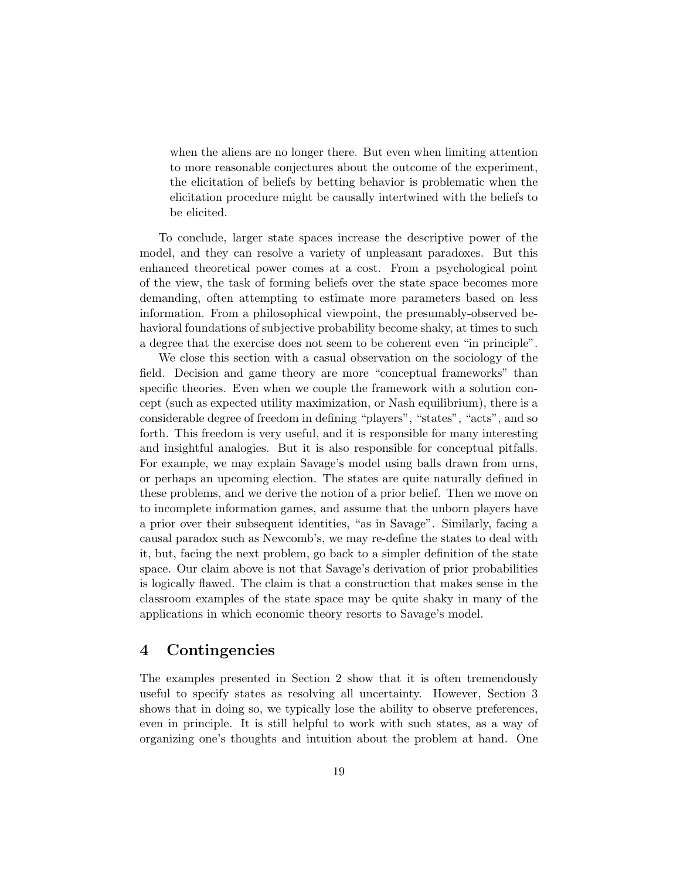> when the aliens are no longer there. But even when limiting attention to more reasonable conjectures about the outcome of the experiment, the elicitation of beliefs by betting behavior is problematic when the elicitation procedure might be causally intertwined with the beliefs to be elicited.

To conclude, larger state spaces increase the descriptive power of the model, and they can resolve a variety of unpleasant paradoxes. But this enhanced theoretical power comes at a cost. From a psychological point of the view, the task of forming beliefs over the state space becomes more demanding, often attempting to estimate more parameters based on less information. From a philosophical viewpoint, the presumably-observed behavioral foundations of subjective probability become shaky, at times to such a degree that the exercise does not seem to be coherent even "in principle".

We close this section with a casual observation on the sociology of the field. Decision and game theory are more "conceptual frameworks" than specific theories. Even when we couple the framework with a solution concept (such as expected utility maximization, or Nash equilibrium), there is a considerable degree of freedom in defining "players", "states", "acts", and so forth. This freedom is very useful, and it is responsible for many interesting and insightful analogies. But it is also responsible for conceptual pitfalls. For example, we may explain Savage's model using balls drawn from urns, or perhaps an upcoming election. The states are quite naturally defined in these problems, and we derive the notion of a prior belief. Then we move on to incomplete information games, and assume that the unborn players have a prior over their subsequent identities, "as in Savage". Similarly, facing a causal paradox such as Newcomb's, we may re-define the states to deal with it, but, facing the next problem, go back to a simpler definition of the state space. Our claim above is not that Savage's derivation of prior probabilities is logically flawed. The claim is that a construction that makes sense in the classroom examples of the state space may be quite shaky in many of the applications in which economic theory resorts to Savage's model.

# 4 Contingencies

The examples presented in Section 2 show that it is often tremendously useful to specify states as resolving all uncertainty. However, Section 3 shows that in doing so, we typically lose the ability to observe preferences, even in principle. It is still helpful to work with such states, as a way of organizing one's thoughts and intuition about the problem at hand. One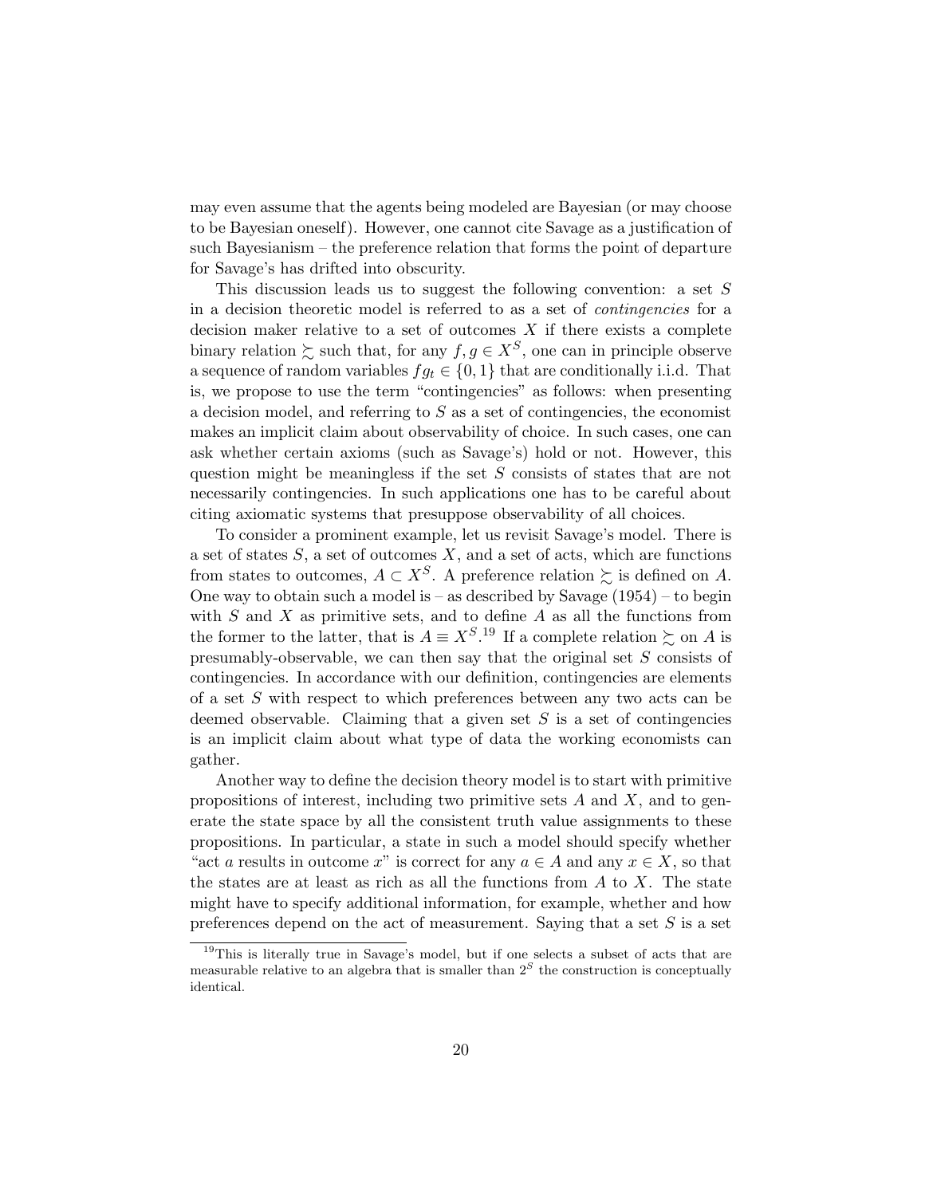may even assume that the agents being modeled are Bayesian (or may choose to be Bayesian oneself). However, one cannot cite Savage as a justification of such Bayesianism – the preference relation that forms the point of departure for Savage's has drifted into obscurity.

This discussion leads us to suggest the following convention: a set $S$ in a decision theoretic model is referred to as a set of *contingencies* for a decision maker relative to a set of outcomes $X$ if there exists a complete binary relation $\succsim$ such that, for any $f, g \in X^S$, one can in principle observe a sequence of random variables $fg_t \in \{0, 1\}$ that are conditionally i.i.d. That is, we propose to use the term "contingencies" as follows: when presenting a decision model, and referring to $S$ as a set of contingencies, the economist makes an implicit claim about observability of choice. In such cases, one can ask whether certain axioms (such as Savage's) hold or not. However, this question might be meaningless if the set $S$ consists of states that are not necessarily contingencies. In such applications one has to be careful about citing axiomatic systems that presuppose observability of all choices.

To consider a prominent example, let us revisit Savage's model. There is a set of states $S$, a set of outcomes $X$, and a set of acts, which are functions from states to outcomes, $A \subset X^S$. A preference relation $\succsim$ is defined on $A$. One way to obtain such a model is – as described by Savage (1954) – to begin with $S$ and $X$ as primitive sets, and to define $A$ as all the functions from the former to the latter, that is $A \equiv X^S$.[19] If a complete relation $\succsim$ on $A$ is presumably-observable, we can then say that the original set $S$ consists of contingencies. In accordance with our definition, contingencies are elements of a set $S$ with respect to which preferences between any two acts can be deemed observable. Claiming that a given set $S$ is a set of contingencies is an implicit claim about what type of data the working economists can gather.

Another way to define the decision theory model is to start with primitive propositions of interest, including two primitive sets $A$ and $X$, and to generate the state space by all the consistent truth value assignments to these propositions. In particular, a state in such a model should specify whether "act $a$ results in outcome $x$" is correct for any $a \in A$ and any $x \in X$, so that the states are at least as rich as all the functions from $A$ to $X$. The state might have to specify additional information, for example, whether and how preferences depend on the act of measurement. Saying that a set $S$ is a set

[19]This is literally true in Savage's model, but if one selects a subset of acts that are measurable relative to an algebra that is smaller than $2^S$ the construction is conceptually identical.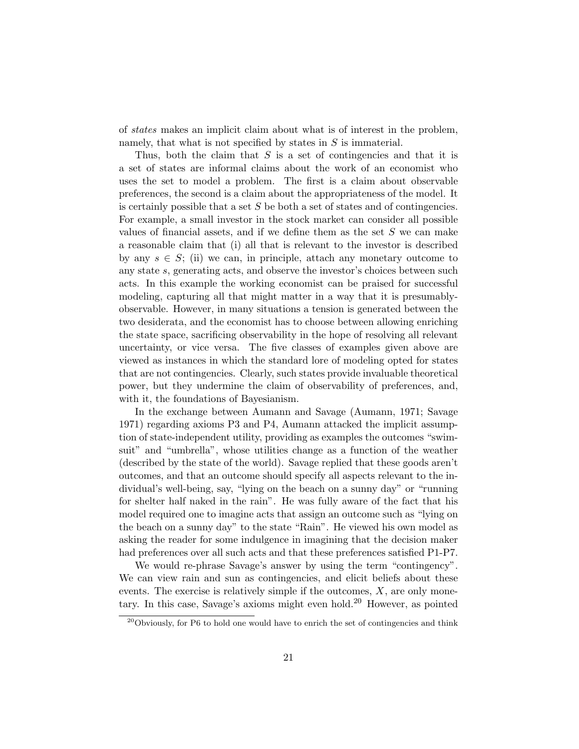of *states* makes an implicit claim about what is of interest in the problem, namely, that what is not specified by states in $S$ is immaterial.

Thus, both the claim that $S$ is a set of contingencies and that it is a set of states are informal claims about the work of an economist who uses the set to model a problem. The first is a claim about observable preferences, the second is a claim about the appropriateness of the model. It is certainly possible that a set $S$ be both a set of states and of contingencies. For example, a small investor in the stock market can consider all possible values of financial assets, and if we define them as the set $S$ we can make a reasonable claim that (i) all that is relevant to the investor is described by any $s \in S$; (ii) we can, in principle, attach any monetary outcome to any state $s$, generating acts, and observe the investor's choices between such acts. In this example the working economist can be praised for successful modeling, capturing all that might matter in a way that it is presumably-observable. However, in many situations a tension is generated between the two desiderata, and the economist has to choose between allowing enriching the state space, sacrificing observability in the hope of resolving all relevant uncertainty, or vice versa. The five classes of examples given above are viewed as instances in which the standard lore of modeling opted for states that are not contingencies. Clearly, such states provide invaluable theoretical power, but they undermine the claim of observability of preferences, and, with it, the foundations of Bayesianism.

In the exchange between Aumann and Savage (Aumann, 1971; Savage 1971) regarding axioms P3 and P4, Aumann attacked the implicit assumption of state-independent utility, providing as examples the outcomes "swimsuit" and "umbrella", whose utilities change as a function of the weather (described by the state of the world). Savage replied that these goods aren't outcomes, and that an outcome should specify all aspects relevant to the individual's well-being, say, "lying on the beach on a sunny day" or "running for shelter half naked in the rain". He was fully aware of the fact that his model required one to imagine acts that assign an outcome such as "lying on the beach on a sunny day" to the state "Rain". He viewed his own model as asking the reader for some indulgence in imagining that the decision maker had preferences over all such acts and that these preferences satisfied P1-P7.

We would re-phrase Savage's answer by using the term "contingency". We can view rain and sun as contingencies, and elicit beliefs about these events. The exercise is relatively simple if the outcomes, $X$, are only monetary. In this case, Savage's axioms might even hold.[20] However, as pointed

[20]Obviously, for P6 to hold one would have to enrich the set of contingencies and think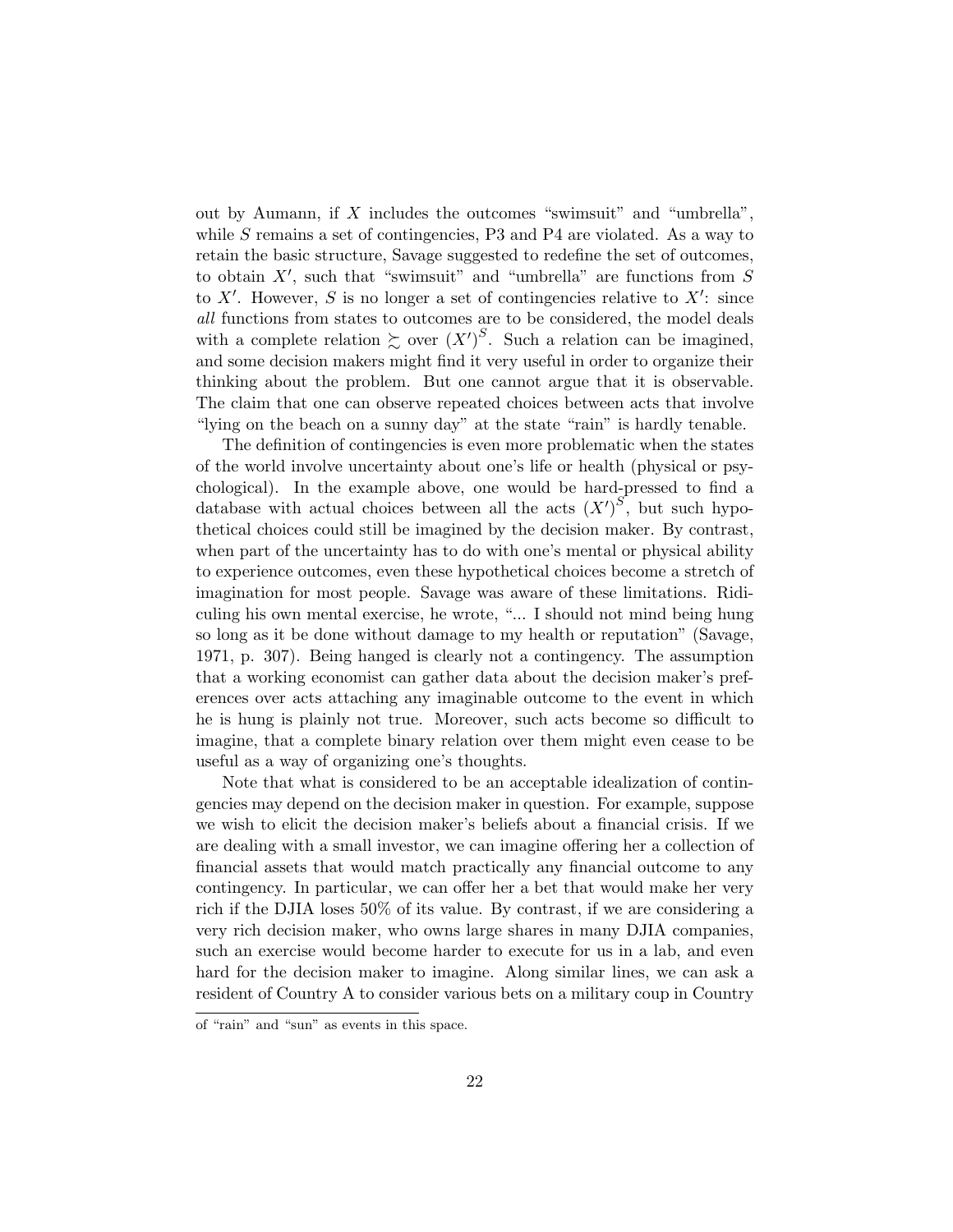out by Aumann, if $X$ includes the outcomes "swimsuit" and "umbrella", while $S$ remains a set of contingencies, P3 and P4 are violated. As a way to retain the basic structure, Savage suggested to redefine the set of outcomes, to obtain $X'$, such that "swimsuit" and "umbrella" are functions from $S$ to $X'$. However, $S$ is no longer a set of contingencies relative to $X'$: since *all* functions from states to outcomes are to be considered, the model deals with a complete relation $\succsim$ over $(X')^S$. Such a relation can be imagined, and some decision makers might find it very useful in order to organize their thinking about the problem. But one cannot argue that it is observable. The claim that one can observe repeated choices between acts that involve "lying on the beach on a sunny day" at the state "rain" is hardly tenable.

The definition of contingencies is even more problematic when the states of the world involve uncertainty about one's life or health (physical or psychological). In the example above, one would be hard-pressed to find a database with actual choices between all the acts $(X')^S$, but such hypothetical choices could still be imagined by the decision maker. By contrast, when part of the uncertainty has to do with one's mental or physical ability to experience outcomes, even these hypothetical choices become a stretch of imagination for most people. Savage was aware of these limitations. Ridiculing his own mental exercise, he wrote, "... I should not mind being hung so long as it be done without damage to my health or reputation" (Savage, 1971, p. 307). Being hanged is clearly not a contingency. The assumption that a working economist can gather data about the decision maker's preferences over acts attaching any imaginable outcome to the event in which he is hung is plainly not true. Moreover, such acts become so difficult to imagine, that a complete binary relation over them might even cease to be useful as a way of organizing one's thoughts.

Note that what is considered to be an acceptable idealization of contingencies may depend on the decision maker in question. For example, suppose we wish to elicit the decision maker's beliefs about a financial crisis. If we are dealing with a small investor, we can imagine offering her a collection of financial assets that would match practically any financial outcome to any contingency. In particular, we can offer her a bet that would make her very rich if the DJIA loses 50% of its value. By contrast, if we are considering a very rich decision maker, who owns large shares in many DJIA companies, such an exercise would become harder to execute for us in a lab, and even hard for the decision maker to imagine. Along similar lines, we can ask a resident of Country A to consider various bets on a military coup in Country

of "rain" and "sun" as events in this space.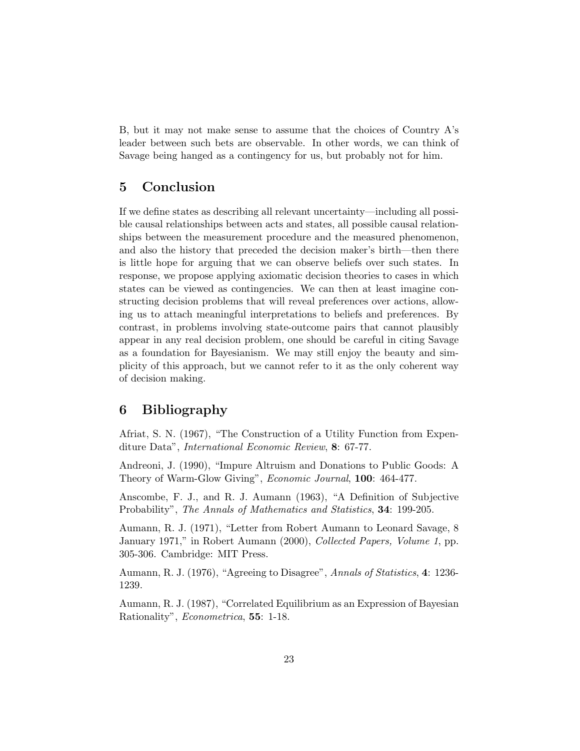B, but it may not make sense to assume that the choices of Country A's leader between such bets are observable. In other words, we can think of Savage being hanged as a contingency for us, but probably not for him.

## 5 Conclusion

If we define states as describing all relevant uncertainty—including all possible causal relationships between acts and states, all possible causal relationships between the measurement procedure and the measured phenomenon, and also the history that preceded the decision maker's birth—then there is little hope for arguing that we can observe beliefs over such states. In response, we propose applying axiomatic decision theories to cases in which states can be viewed as contingencies. We can then at least imagine constructing decision problems that will reveal preferences over actions, allowing us to attach meaningful interpretations to beliefs and preferences. By contrast, in problems involving state-outcome pairs that cannot plausibly appear in any real decision problem, one should be careful in citing Savage as a foundation for Bayesianism. We may still enjoy the beauty and simplicity of this approach, but we cannot refer to it as the only coherent way of decision making.

## 6 Bibliography

Afriat, S. N. (1967), "The Construction of a Utility Function from Expenditure Data", *International Economic Review*, **8**: 67-77.

Andreoni, J. (1990), "Impure Altruism and Donations to Public Goods: A Theory of Warm-Glow Giving", *Economic Journal*, **100**: 464-477.

Anscombe, F. J., and R. J. Aumann (1963), "A Definition of Subjective Probability", *The Annals of Mathematics and Statistics*, **34**: 199-205.

Aumann, R. J. (1971), "Letter from Robert Aumann to Leonard Savage, 8 January 1971," in Robert Aumann (2000), *Collected Papers, Volume 1*, pp. 305-306. Cambridge: MIT Press.

Aumann, R. J. (1976), "Agreeing to Disagree", *Annals of Statistics*, **4**: 1236-1239.

Aumann, R. J. (1987), "Correlated Equilibrium as an Expression of Bayesian Rationality", *Econometrica*, **55**: 1-18.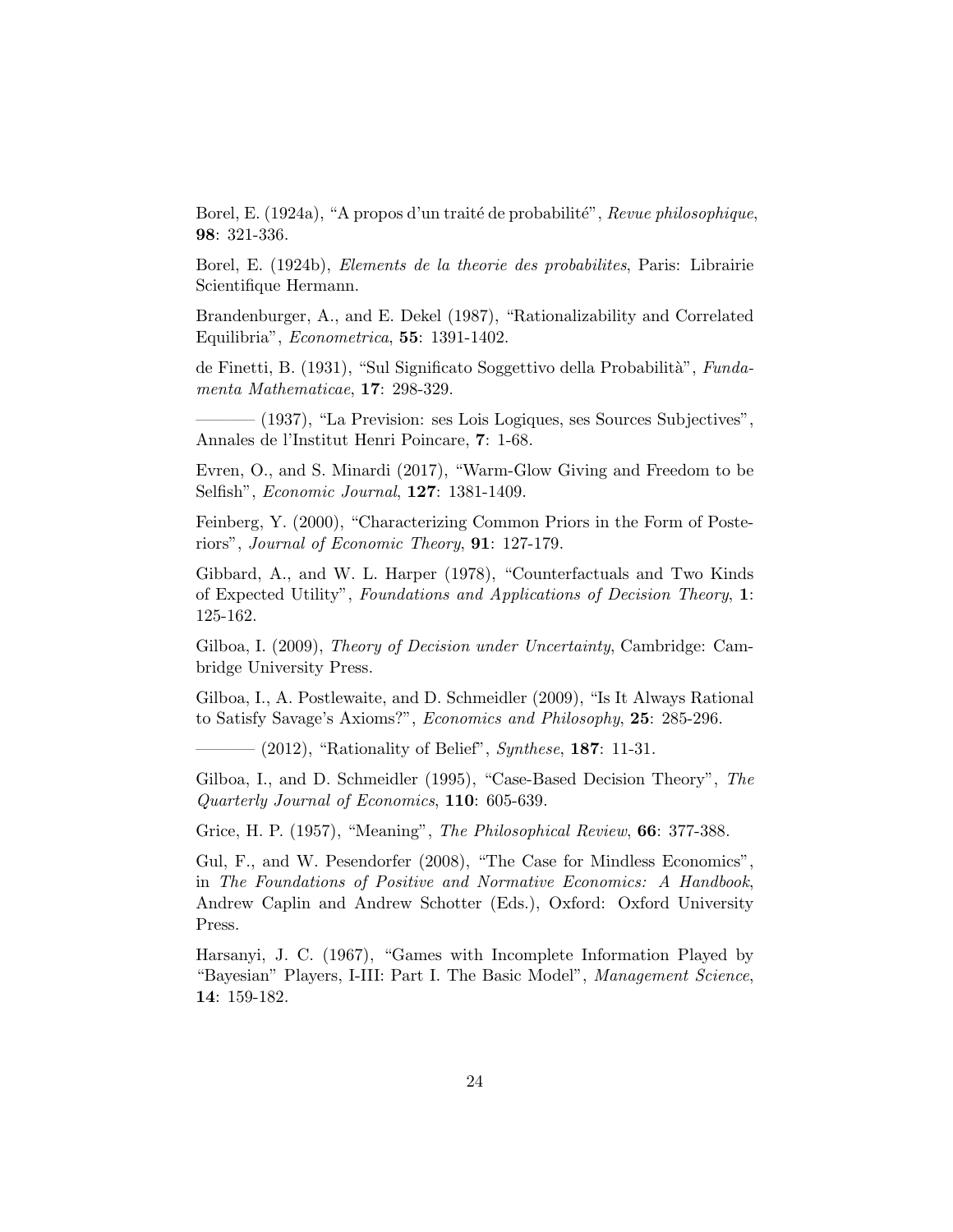Borel, E. (1924a), "A propos d'un traité de probabilité", *Revue philosophique*, **98**: 321-336.

Borel, E. (1924b), *Elements de la theorie des probabilites*, Paris: Librairie Scientifique Hermann.

Brandenburger, A., and E. Dekel (1987), "Rationalizability and Correlated Equilibria", *Econometrica*, **55**: 1391-1402.

de Finetti, B. (1931), "Sul Significato Soggettivo della Probabilità", *Fundamenta Mathematicae*, **17**: 298-329.

——— (1937), "La Prevision: ses Lois Logiques, ses Sources Subjectives", Annales de l'Institut Henri Poincare, **7**: 1-68.

Evren, O., and S. Minardi (2017), "Warm-Glow Giving and Freedom to be Selfish", *Economic Journal*, **127**: 1381-1409.

Feinberg, Y. (2000), "Characterizing Common Priors in the Form of Posteriors", *Journal of Economic Theory*, **91**: 127-179.

Gibbard, A., and W. L. Harper (1978), "Counterfactuals and Two Kinds of Expected Utility", *Foundations and Applications of Decision Theory*, **1**: 125-162.

Gilboa, I. (2009), *Theory of Decision under Uncertainty*, Cambridge: Cambridge University Press.

Gilboa, I., A. Postlewaite, and D. Schmeidler (2009), "Is It Always Rational to Satisfy Savage's Axioms?", *Economics and Philosophy*, **25**: 285-296.

——— (2012), "Rationality of Belief", *Synthese*, **187**: 11-31.

Gilboa, I., and D. Schmeidler (1995), "Case-Based Decision Theory", *The Quarterly Journal of Economics*, **110**: 605-639.

Grice, H. P. (1957), "Meaning", *The Philosophical Review*, **66**: 377-388.

Gul, F., and W. Pesendorfer (2008), "The Case for Mindless Economics", in *The Foundations of Positive and Normative Economics: A Handbook*, Andrew Caplin and Andrew Schotter (Eds.), Oxford: Oxford University Press.

Harsanyi, J. C. (1967), "Games with Incomplete Information Played by "Bayesian" Players, I-III: Part I. The Basic Model", *Management Science*, **14**: 159-182.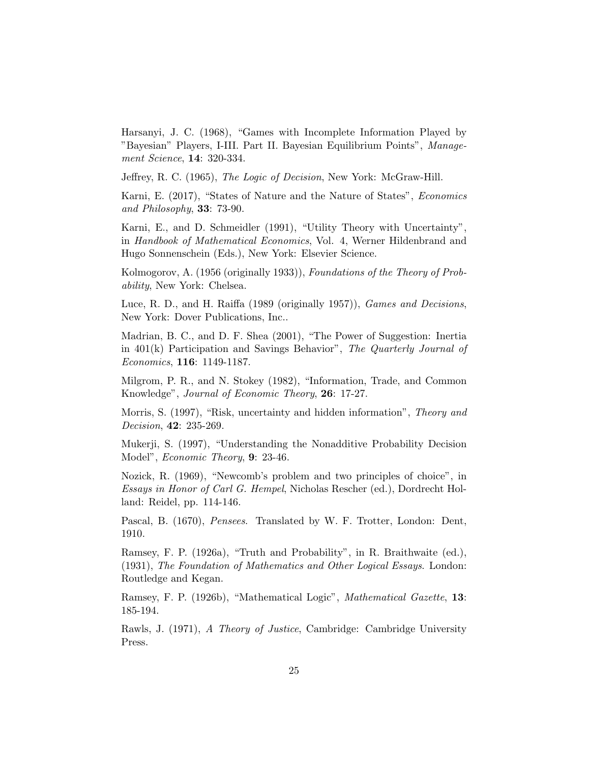Harsanyi, J. C. (1968), "Games with Incomplete Information Played by "Bayesian" Players, I-III. Part II. Bayesian Equilibrium Points", *Management Science*, **14**: 320-334.

Jeffrey, R. C. (1965), *The Logic of Decision*, New York: McGraw-Hill.

Karni, E. (2017), "States of Nature and the Nature of States", *Economics and Philosophy*, **33**: 73-90.

Karni, E., and D. Schmeidler (1991), "Utility Theory with Uncertainty", in *Handbook of Mathematical Economics*, Vol. 4, Werner Hildenbrand and Hugo Sonnenschein (Eds.), New York: Elsevier Science.

Kolmogorov, A. (1956 (originally 1933)), *Foundations of the Theory of Probability*, New York: Chelsea.

Luce, R. D., and H. Raiffa (1989 (originally 1957)), *Games and Decisions*, New York: Dover Publications, Inc..

Madrian, B. C., and D. F. Shea (2001), "The Power of Suggestion: Inertia in 401(k) Participation and Savings Behavior", *The Quarterly Journal of Economics*, **116**: 1149-1187.

Milgrom, P. R., and N. Stokey (1982), "Information, Trade, and Common Knowledge", *Journal of Economic Theory*, **26**: 17-27.

Morris, S. (1997), "Risk, uncertainty and hidden information", *Theory and Decision*, **42**: 235-269.

Mukerji, S. (1997), "Understanding the Nonadditive Probability Decision Model", *Economic Theory*, **9**: 23-46.

Nozick, R. (1969), "Newcomb's problem and two principles of choice", in *Essays in Honor of Carl G. Hempel*, Nicholas Rescher (ed.), Dordrecht Holland: Reidel, pp. 114-146.

Pascal, B. (1670), *Pensees*. Translated by W. F. Trotter, London: Dent, 1910.

Ramsey, F. P. (1926a), "Truth and Probability", in R. Braithwaite (ed.), (1931), *The Foundation of Mathematics and Other Logical Essays*. London: Routledge and Kegan.

Ramsey, F. P. (1926b), "Mathematical Logic", *Mathematical Gazette*, **13**: 185-194.

Rawls, J. (1971), *A Theory of Justice*, Cambridge: Cambridge University Press.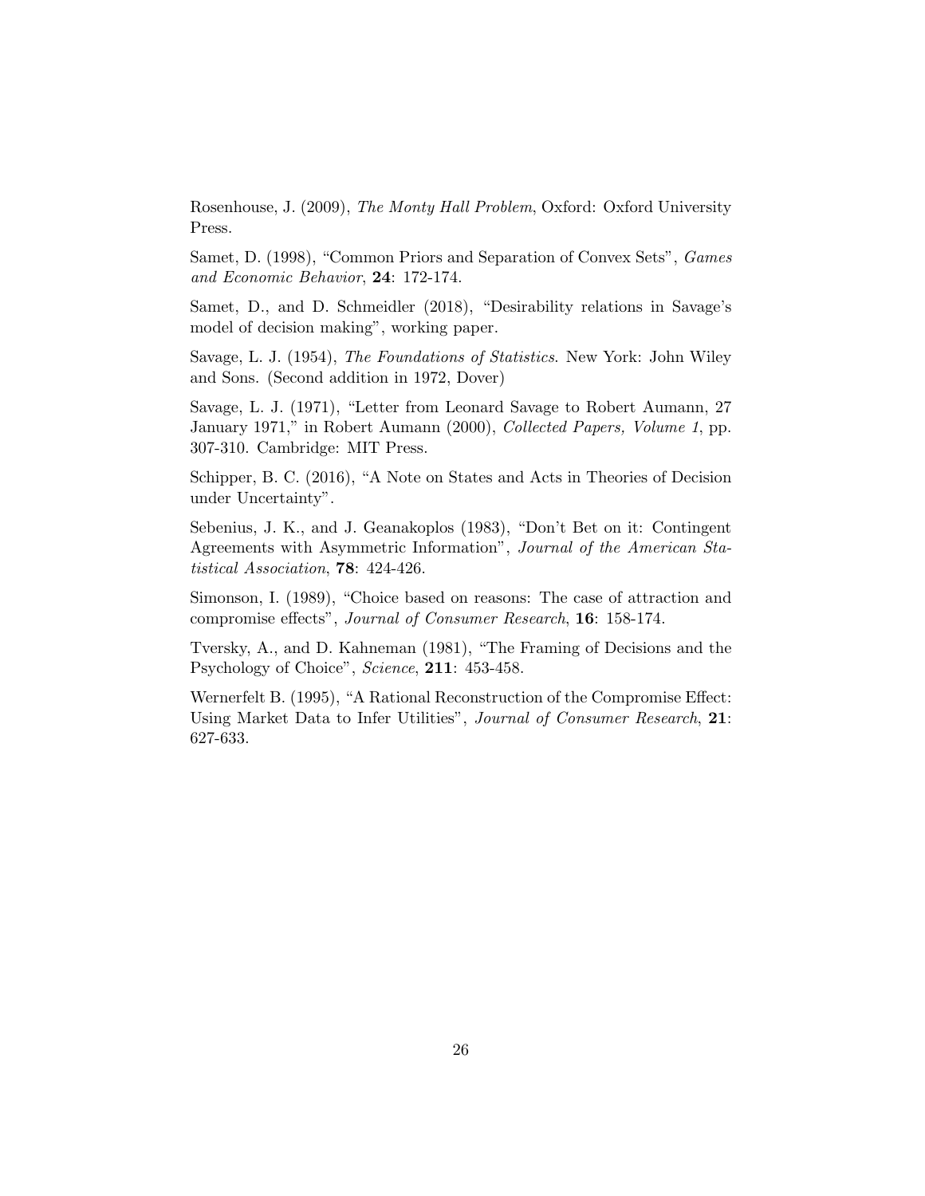Rosenhouse, J. (2009), *The Monty Hall Problem*, Oxford: Oxford University Press.

Samet, D. (1998), "Common Priors and Separation of Convex Sets", *Games and Economic Behavior*, **24**: 172-174.

Samet, D., and D. Schmeidler (2018), "Desirability relations in Savage's model of decision making", working paper.

Savage, L. J. (1954), *The Foundations of Statistics*. New York: John Wiley and Sons. (Second addition in 1972, Dover)

Savage, L. J. (1971), "Letter from Leonard Savage to Robert Aumann, 27 January 1971," in Robert Aumann (2000), *Collected Papers, Volume 1*, pp. 307-310. Cambridge: MIT Press.

Schipper, B. C. (2016), "A Note on States and Acts in Theories of Decision under Uncertainty".

Sebenius, J. K., and J. Geanakoplos (1983), "Don't Bet on it: Contingent Agreements with Asymmetric Information", *Journal of the American Statistical Association*, **78**: 424-426.

Simonson, I. (1989), "Choice based on reasons: The case of attraction and compromise effects", *Journal of Consumer Research*, **16**: 158-174.

Tversky, A., and D. Kahneman (1981), "The Framing of Decisions and the Psychology of Choice", *Science*, **211**: 453-458.

Wernerfelt B. (1995), "A Rational Reconstruction of the Compromise Effect: Using Market Data to Infer Utilities", *Journal of Consumer Research*, **21**: 627-633.